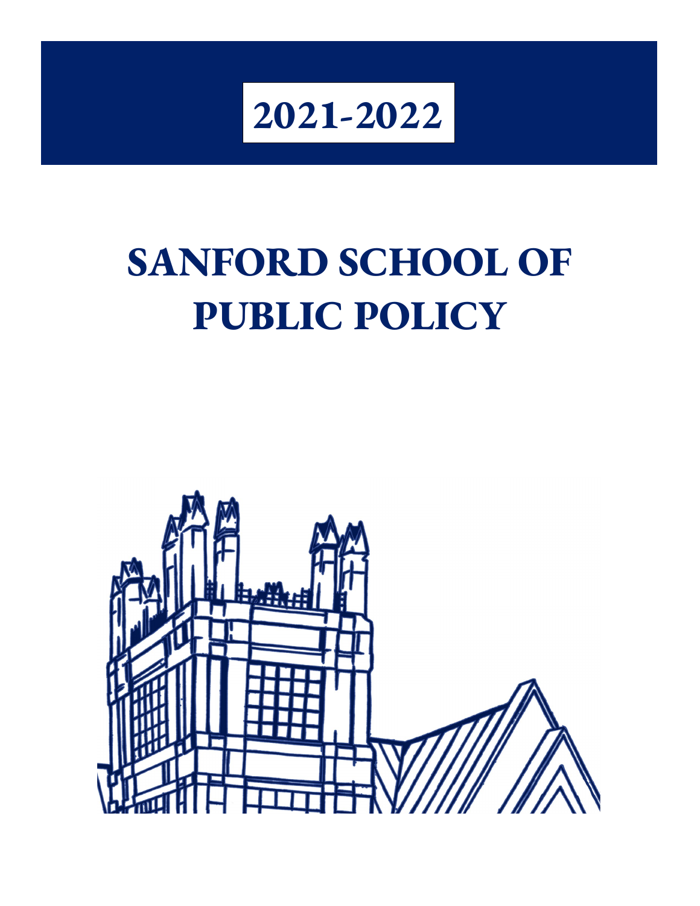# 2021-2022

# SANFORD SCHOOL OF PUBLIC POLICY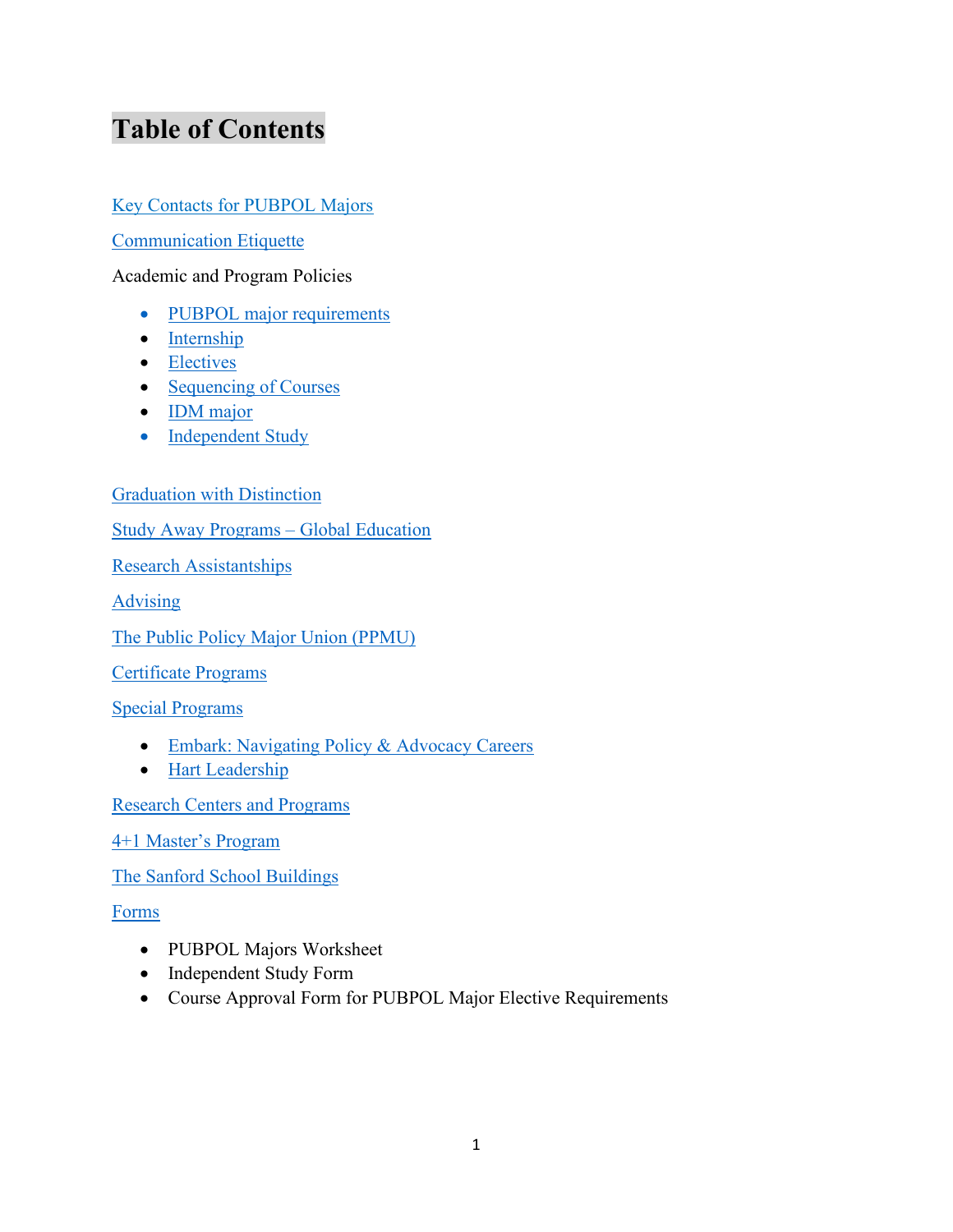# Table of Contents

Key Contacts for PUBPOL Majors

Communication Etiquette

Academic and Program Policies

- PUBPOL major requirements
- Internship
- Electives
- Sequencing of Courses
- IDM major
- Independent Study

Graduation with Distinction

Study Away Programs – Global Education

Research Assistantships

Advising

The Public Policy Major Union (PPMU)

Certificate Programs

Special Programs

- Embark: Navigating Policy & Advocacy Careers
- Hart Leadership

Research Centers and Programs

4+1 Master's Program

The Sanford School Buildings

Forms

- PUBPOL Majors Worksheet
- Independent Study Form
- Course Approval Form for PUBPOL Major Elective Requirements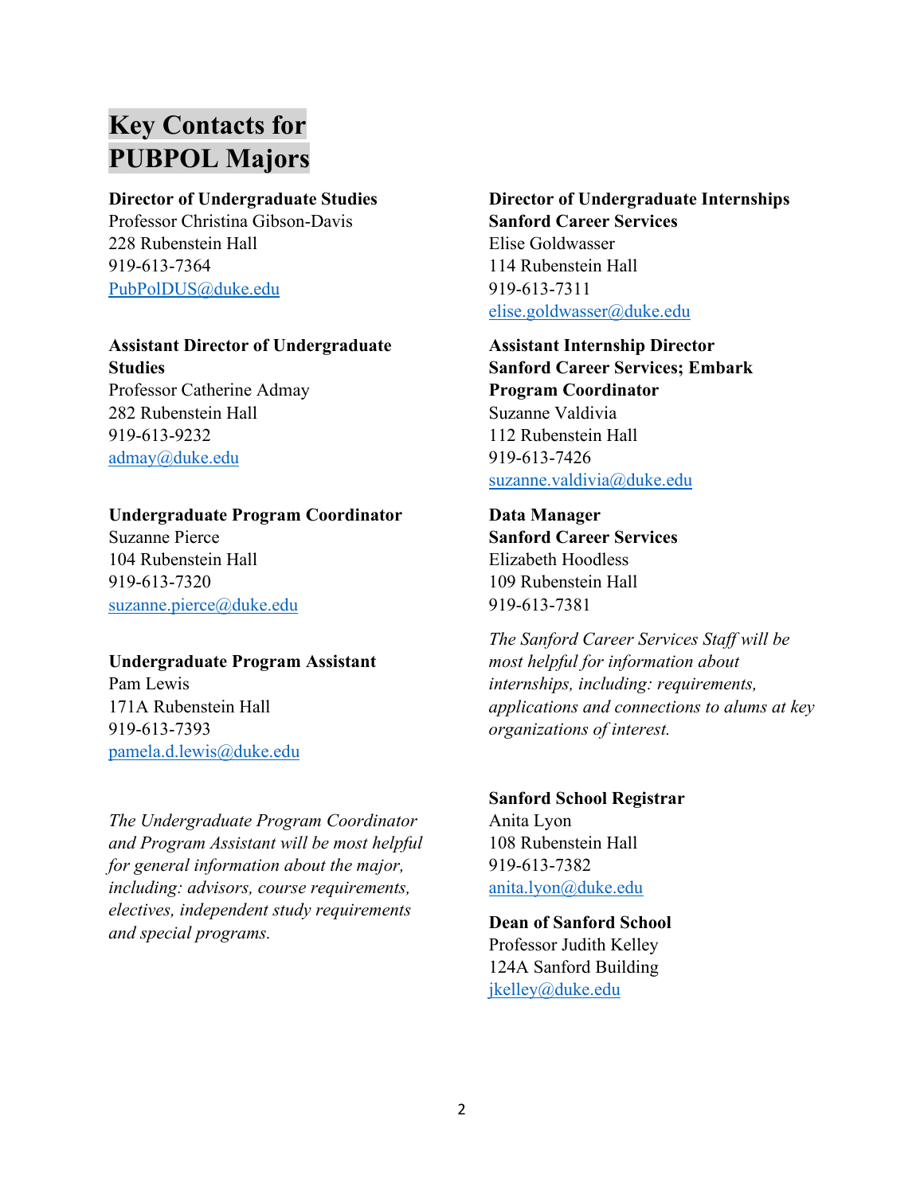# Key Contacts for PUBPOL Majors

**Director of Undergraduate Studies**
Professor Christina Gibson-Davis
228 Rubenstein Hall
919-613-7364
PubPolDUS@duke.edu

**Assistant Director of Undergraduate Studies**
Professor Catherine Admay
282 Rubenstein Hall
919-613-9232
admay@duke.edu

**Undergraduate Program Coordinator**
Suzanne Pierce
104 Rubenstein Hall
919-613-7320
suzanne.pierce@duke.edu

**Undergraduate Program Assistant**
Pam Lewis
171A Rubenstein Hall
919-613-7393
pamela.d.lewis@duke.edu

*The Undergraduate Program Coordinator and Program Assistant will be most helpful for general information about the major, including: advisors, course requirements, electives, independent study requirements and special programs.*

**Director of Undergraduate Internships**
**Sanford Career Services**
Elise Goldwasser
114 Rubenstein Hall
919-613-7311
elise.goldwasser@duke.edu

**Assistant Internship Director**
**Sanford Career Services; Embark Program Coordinator**
Suzanne Valdivia
112 Rubenstein Hall
919-613-7426
suzanne.valdivia@duke.edu

**Data Manager**
**Sanford Career Services**
Elizabeth Hoodless
109 Rubenstein Hall
919-613-7381

*The Sanford Career Services Staff will be most helpful for information about internships, including: requirements, applications and connections to alums at key organizations of interest.*

**Sanford School Registrar**
Anita Lyon
108 Rubenstein Hall
919-613-7382
anita.lyon@duke.edu

**Dean of Sanford School**
Professor Judith Kelley
124A Sanford Building
jkelley@duke.edu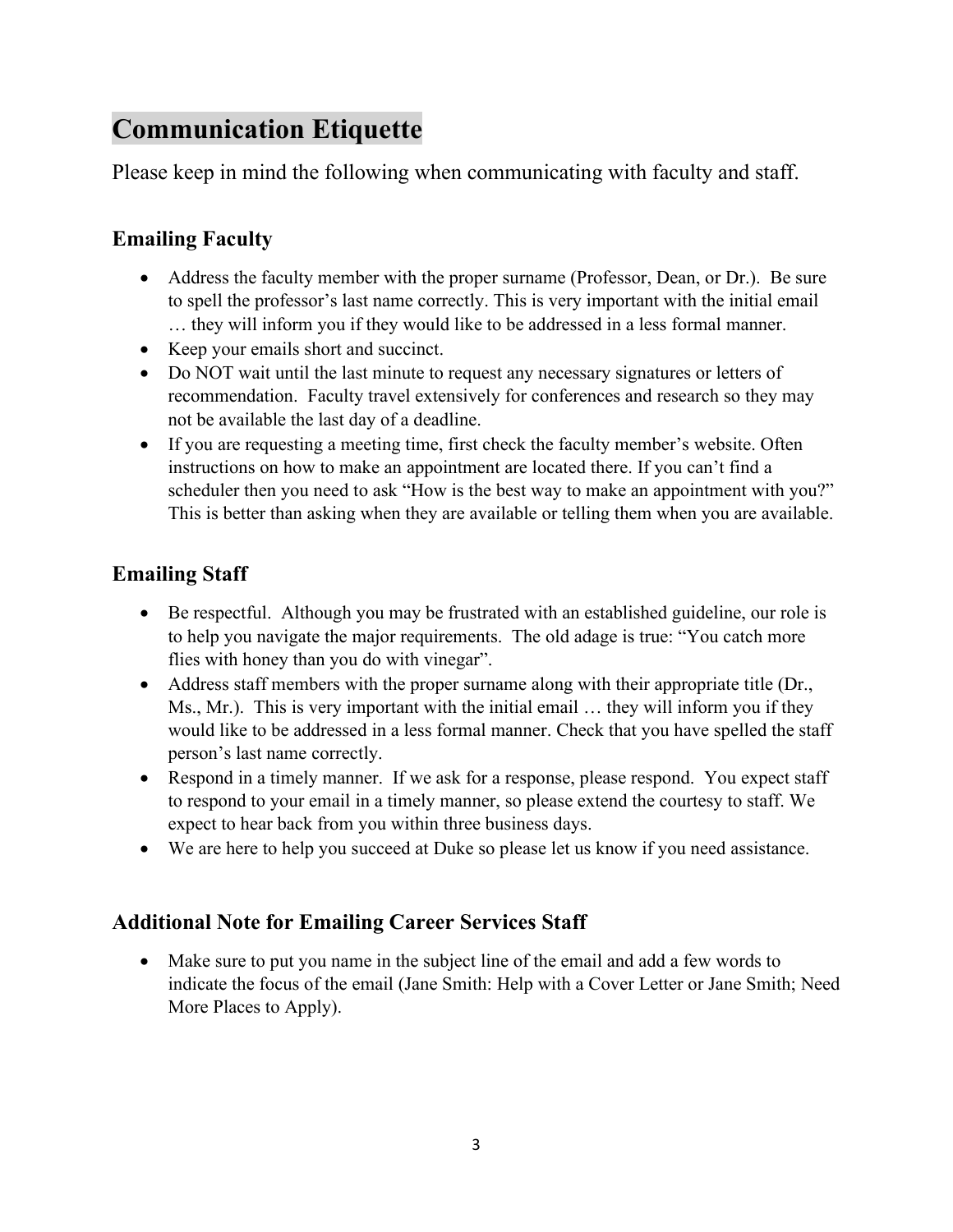# Communication Etiquette

Please keep in mind the following when communicating with faculty and staff.

## Emailing Faculty

- Address the faculty member with the proper surname (Professor, Dean, or Dr.). Be sure to spell the professor's last name correctly. This is very important with the initial email … they will inform you if they would like to be addressed in a less formal manner.
- Keep your emails short and succinct.
- Do NOT wait until the last minute to request any necessary signatures or letters of recommendation. Faculty travel extensively for conferences and research so they may not be available the last day of a deadline.
- If you are requesting a meeting time, first check the faculty member's website. Often instructions on how to make an appointment are located there. If you can't find a scheduler then you need to ask "How is the best way to make an appointment with you?" This is better than asking when they are available or telling them when you are available.

## Emailing Staff

- Be respectful. Although you may be frustrated with an established guideline, our role is to help you navigate the major requirements. The old adage is true: "You catch more flies with honey than you do with vinegar".
- Address staff members with the proper surname along with their appropriate title (Dr., Ms., Mr.). This is very important with the initial email … they will inform you if they would like to be addressed in a less formal manner. Check that you have spelled the staff person's last name correctly.
- Respond in a timely manner. If we ask for a response, please respond. You expect staff to respond to your email in a timely manner, so please extend the courtesy to staff. We expect to hear back from you within three business days.
- We are here to help you succeed at Duke so please let us know if you need assistance.

## Additional Note for Emailing Career Services Staff

- Make sure to put you name in the subject line of the email and add a few words to indicate the focus of the email (Jane Smith: Help with a Cover Letter or Jane Smith; Need More Places to Apply).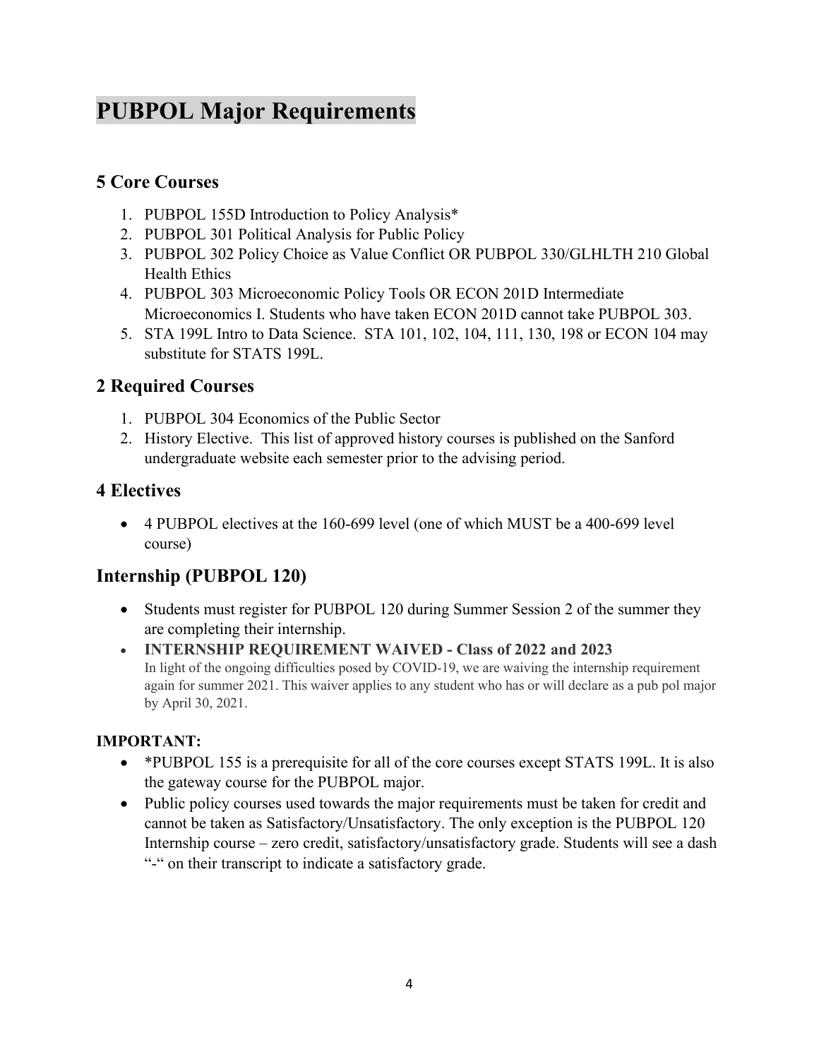# PUBPOL Major Requirements

## 5 Core Courses

1. PUBPOL 155D Introduction to Policy Analysis*
2. PUBPOL 301 Political Analysis for Public Policy
3. PUBPOL 302 Policy Choice as Value Conflict OR PUBPOL 330/GLHLTH 210 Global Health Ethics
4. PUBPOL 303 Microeconomic Policy Tools OR ECON 201D Intermediate Microeconomics I. Students who have taken ECON 201D cannot take PUBPOL 303.
5. STA 199L Intro to Data Science. STA 101, 102, 104, 111, 130, 198 or ECON 104 may substitute for STATS 199L.

## 2 Required Courses

1. PUBPOL 304 Economics of the Public Sector
2. History Elective. This list of approved history courses is published on the Sanford undergraduate website each semester prior to the advising period.

## 4 Electives

- 4 PUBPOL electives at the 160-699 level (one of which MUST be a 400-699 level course)

## Internship (PUBPOL 120)

- Students must register for PUBPOL 120 during Summer Session 2 of the summer they are completing their internship.
- **INTERNSHIP REQUIREMENT WAIVED - Class of 2022 and 2023**
  In light of the ongoing difficulties posed by COVID-19, we are waiving the internship requirement again for summer 2021. This waiver applies to any student who has or will declare as a pub pol major by April 30, 2021.

**IMPORTANT:**

- *PUBPOL 155 is a prerequisite for all of the core courses except STATS 199L. It is also the gateway course for the PUBPOL major.
- Public policy courses used towards the major requirements must be taken for credit and cannot be taken as Satisfactory/Unsatisfactory. The only exception is the PUBPOL 120 Internship course – zero credit, satisfactory/unsatisfactory grade. Students will see a dash "-" on their transcript to indicate a satisfactory grade.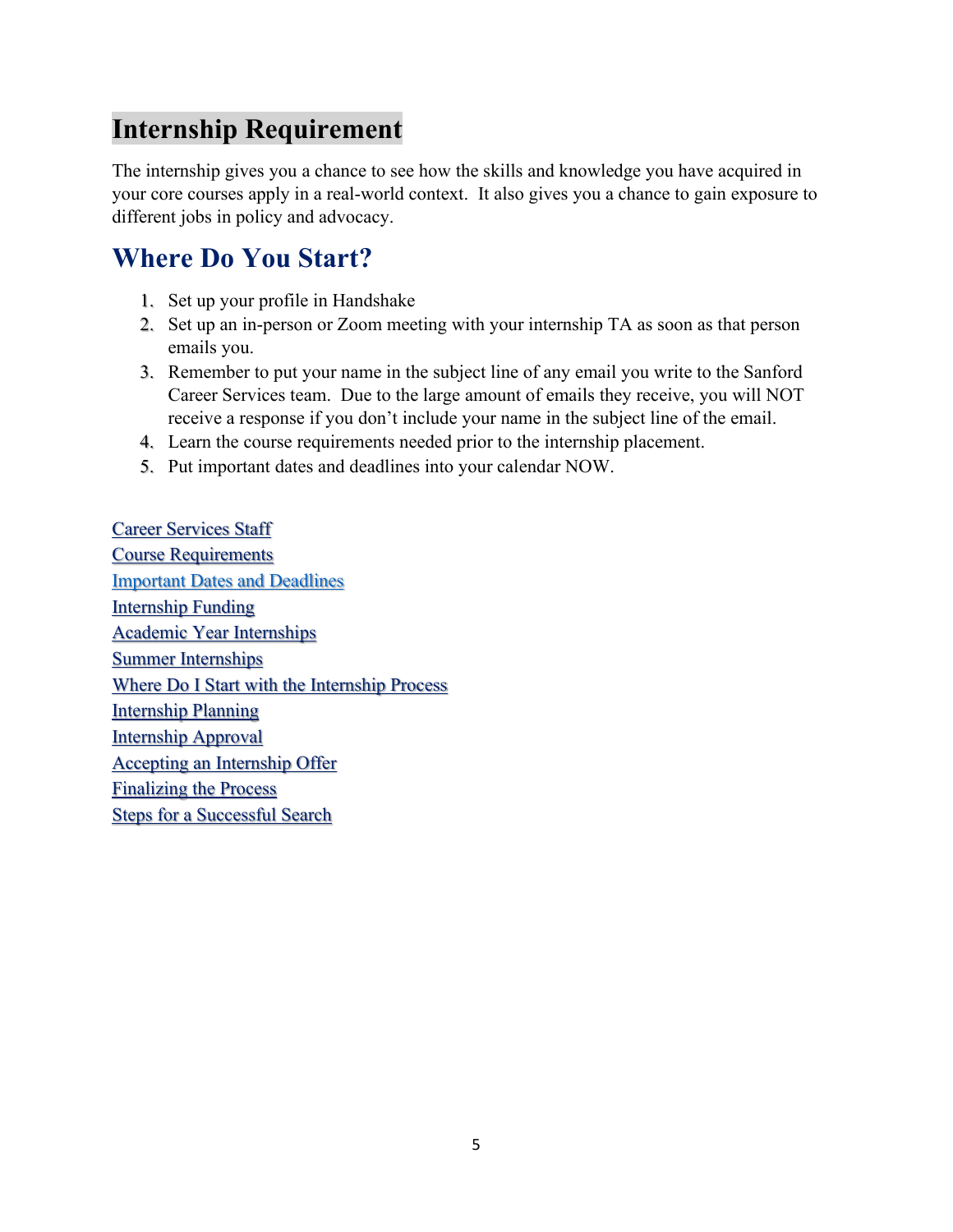# Internship Requirement

The internship gives you a chance to see how the skills and knowledge you have acquired in your core courses apply in a real-world context. It also gives you a chance to gain exposure to different jobs in policy and advocacy.

## Where Do You Start?

1. Set up your profile in Handshake
2. Set up an in-person or Zoom meeting with your internship TA as soon as that person emails you.
3. Remember to put your name in the subject line of any email you write to the Sanford Career Services team. Due to the large amount of emails they receive, you will NOT receive a response if you don't include your name in the subject line of the email.
4. Learn the course requirements needed prior to the internship placement.
5. Put important dates and deadlines into your calendar NOW.

Career Services Staff
Course Requirements
Important Dates and Deadlines
Internship Funding
Academic Year Internships
Summer Internships
Where Do I Start with the Internship Process
Internship Planning
Internship Approval
Accepting an Internship Offer
Finalizing the Process
Steps for a Successful Search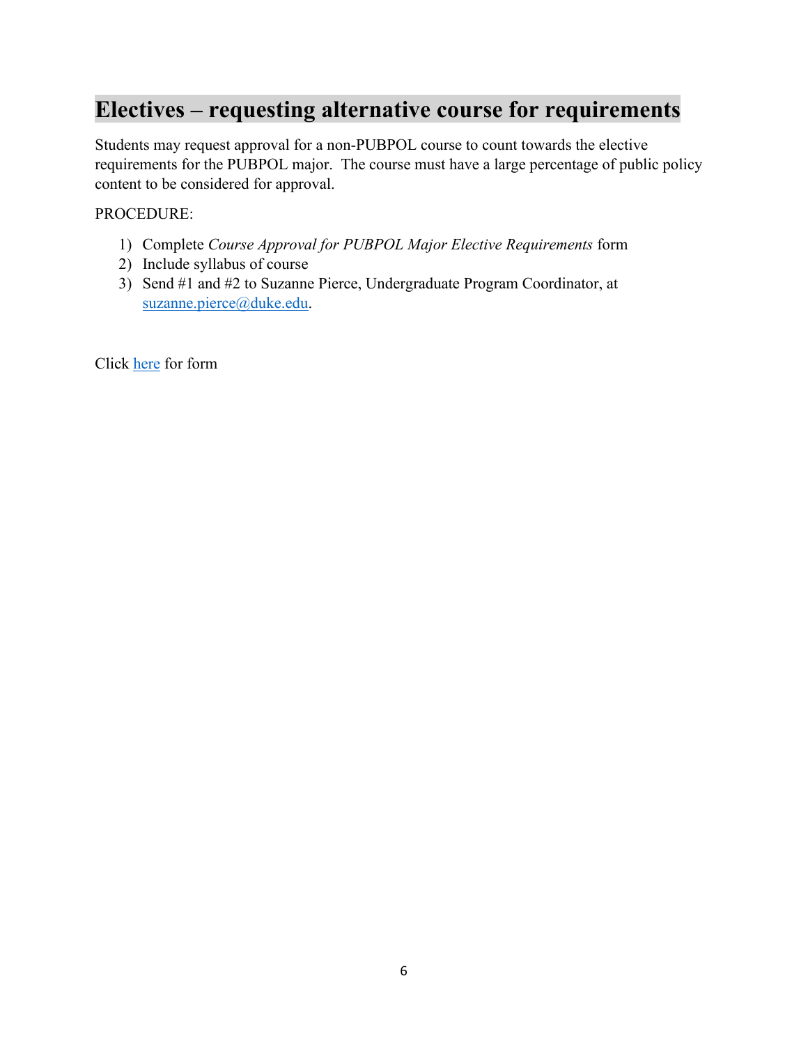# Electives – requesting alternative course for requirements

Students may request approval for a non-PUBPOL course to count towards the elective requirements for the PUBPOL major. The course must have a large percentage of public policy content to be considered for approval.

PROCEDURE:

1) Complete *Course Approval for PUBPOL Major Elective Requirements* form
2) Include syllabus of course
3) Send #1 and #2 to Suzanne Pierce, Undergraduate Program Coordinator, at suzanne.pierce@duke.edu.

Click here for form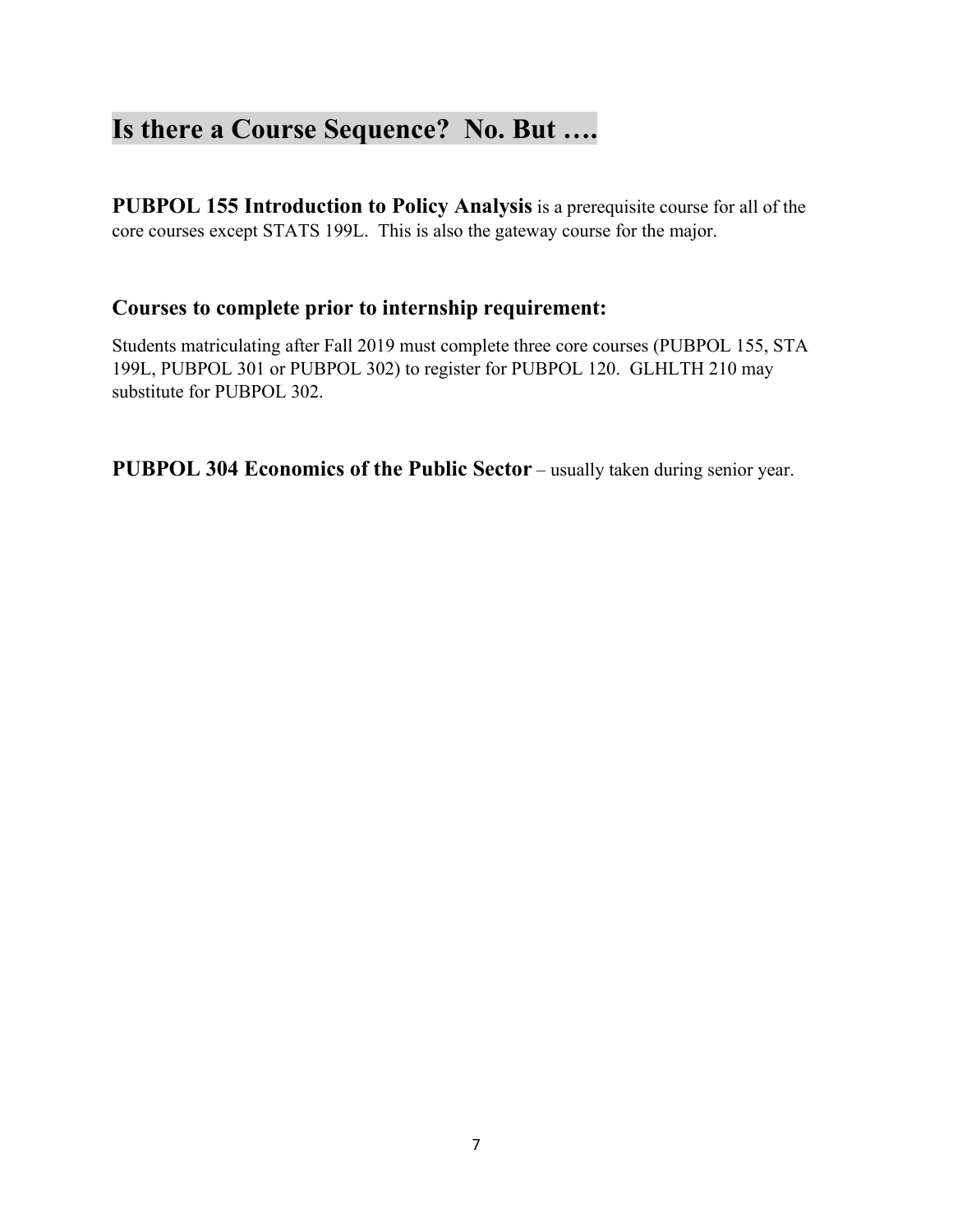# Is there a Course Sequence? No. But ….

**PUBPOL 155 Introduction to Policy Analysis** is a prerequisite course for all of the core courses except STATS 199L. This is also the gateway course for the major.

## Courses to complete prior to internship requirement:

Students matriculating after Fall 2019 must complete three core courses (PUBPOL 155, STA 199L, PUBPOL 301 or PUBPOL 302) to register for PUBPOL 120. GLHLTH 210 may substitute for PUBPOL 302.

**PUBPOL 304 Economics of the Public Sector** – usually taken during senior year.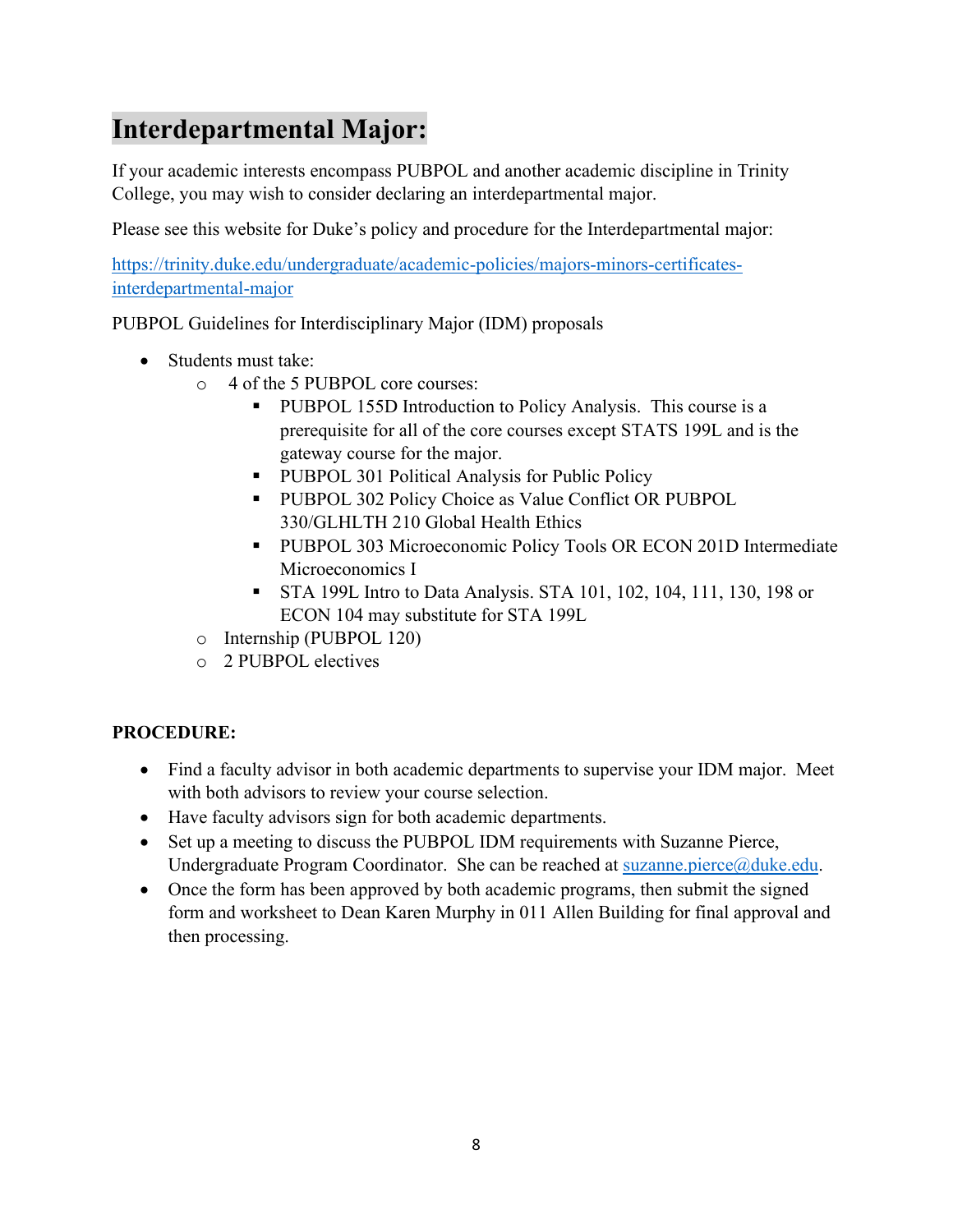# Interdepartmental Major:

If your academic interests encompass PUBPOL and another academic discipline in Trinity College, you may wish to consider declaring an interdepartmental major.

Please see this website for Duke's policy and procedure for the Interdepartmental major:

[https://trinity.duke.edu/undergraduate/academic-policies/majors-minors-certificates-interdepartmental-major](https://trinity.duke.edu/undergraduate/academic-policies/majors-minors-certificates-interdepartmental-major)

PUBPOL Guidelines for Interdisciplinary Major (IDM) proposals

- Students must take:
  - 4 of the 5 PUBPOL core courses:
    - PUBPOL 155D Introduction to Policy Analysis. This course is a prerequisite for all of the core courses except STATS 199L and is the gateway course for the major.
    - PUBPOL 301 Political Analysis for Public Policy
    - PUBPOL 302 Policy Choice as Value Conflict OR PUBPOL 330/GLHLTH 210 Global Health Ethics
    - PUBPOL 303 Microeconomic Policy Tools OR ECON 201D Intermediate Microeconomics I
    - STA 199L Intro to Data Analysis. STA 101, 102, 104, 111, 130, 198 or ECON 104 may substitute for STA 199L
  - Internship (PUBPOL 120)
  - 2 PUBPOL electives

**PROCEDURE:**

- Find a faculty advisor in both academic departments to supervise your IDM major. Meet with both advisors to review your course selection.
- Have faculty advisors sign for both academic departments.
- Set up a meeting to discuss the PUBPOL IDM requirements with Suzanne Pierce, Undergraduate Program Coordinator. She can be reached at [suzanne.pierce@duke.edu](mailto:suzanne.pierce@duke.edu).
- Once the form has been approved by both academic programs, then submit the signed form and worksheet to Dean Karen Murphy in 011 Allen Building for final approval and then processing.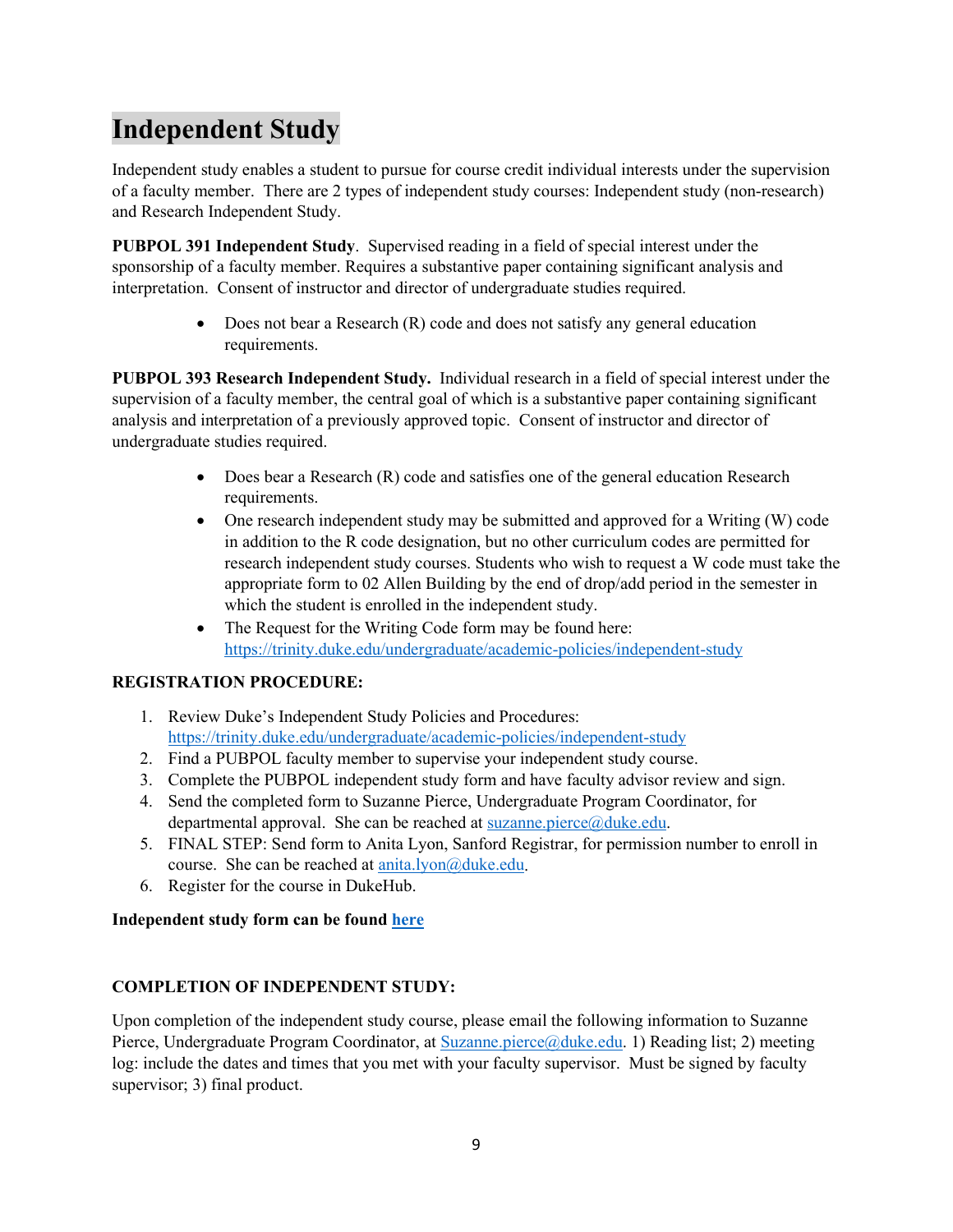# Independent Study

Independent study enables a student to pursue for course credit individual interests under the supervision of a faculty member. There are 2 types of independent study courses: Independent study (non-research) and Research Independent Study.

**PUBPOL 391 Independent Study**. Supervised reading in a field of special interest under the sponsorship of a faculty member. Requires a substantive paper containing significant analysis and interpretation. Consent of instructor and director of undergraduate studies required.

- Does not bear a Research (R) code and does not satisfy any general education requirements.

**PUBPOL 393 Research Independent Study.** Individual research in a field of special interest under the supervision of a faculty member, the central goal of which is a substantive paper containing significant analysis and interpretation of a previously approved topic. Consent of instructor and director of undergraduate studies required.

- Does bear a Research (R) code and satisfies one of the general education Research requirements.
- One research independent study may be submitted and approved for a Writing (W) code in addition to the R code designation, but no other curriculum codes are permitted for research independent study courses. Students who wish to request a W code must take the appropriate form to 02 Allen Building by the end of drop/add period in the semester in which the student is enrolled in the independent study.
- The Request for the Writing Code form may be found here: https://trinity.duke.edu/undergraduate/academic-policies/independent-study

**REGISTRATION PROCEDURE:**

1. Review Duke's Independent Study Policies and Procedures: https://trinity.duke.edu/undergraduate/academic-policies/independent-study
2. Find a PUBPOL faculty member to supervise your independent study course.
3. Complete the PUBPOL independent study form and have faculty advisor review and sign.
4. Send the completed form to Suzanne Pierce, Undergraduate Program Coordinator, for departmental approval. She can be reached at suzanne.pierce@duke.edu.
5. FINAL STEP: Send form to Anita Lyon, Sanford Registrar, for permission number to enroll in course. She can be reached at anita.lyon@duke.edu.
6. Register for the course in DukeHub.

**Independent study form can be found here**

**COMPLETION OF INDEPENDENT STUDY:**

Upon completion of the independent study course, please email the following information to Suzanne Pierce, Undergraduate Program Coordinator, at Suzanne.pierce@duke.edu. 1) Reading list; 2) meeting log: include the dates and times that you met with your faculty supervisor. Must be signed by faculty supervisor; 3) final product.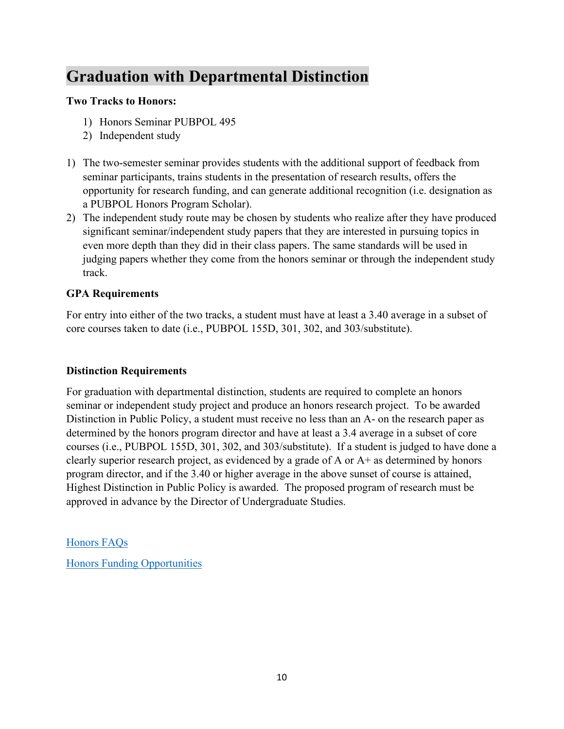# Graduation with Departmental Distinction

**Two Tracks to Honors:**

1) Honors Seminar PUBPOL 495
2) Independent study

1) The two-semester seminar provides students with the additional support of feedback from seminar participants, trains students in the presentation of research results, offers the opportunity for research funding, and can generate additional recognition (i.e. designation as a PUBPOL Honors Program Scholar).
2) The independent study route may be chosen by students who realize after they have produced significant seminar/independent study papers that they are interested in pursuing topics in even more depth than they did in their class papers. The same standards will be used in judging papers whether they come from the honors seminar or through the independent study track.

**GPA Requirements**

For entry into either of the two tracks, a student must have at least a 3.40 average in a subset of core courses taken to date (i.e., PUBPOL 155D, 301, 302, and 303/substitute).

**Distinction Requirements**

For graduation with departmental distinction, students are required to complete an honors seminar or independent study project and produce an honors research project. To be awarded Distinction in Public Policy, a student must receive no less than an A- on the research paper as determined by the honors program director and have at least a 3.4 average in a subset of core courses (i.e., PUBPOL 155D, 301, 302, and 303/substitute). If a student is judged to have done a clearly superior research project, as evidenced by a grade of A or A+ as determined by honors program director, and if the 3.40 or higher average in the above sunset of course is attained, Highest Distinction in Public Policy is awarded. The proposed program of research must be approved in advance by the Director of Undergraduate Studies.

Honors FAQs

Honors Funding Opportunities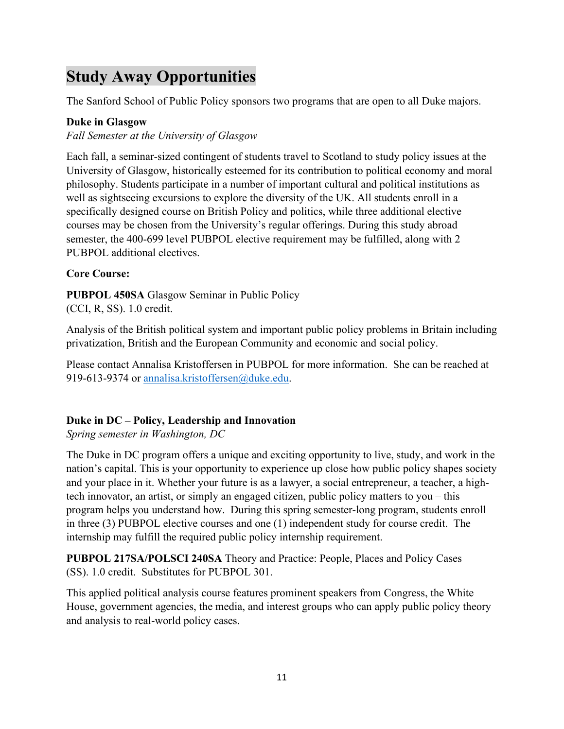# Study Away Opportunities

The Sanford School of Public Policy sponsors two programs that are open to all Duke majors.

**Duke in Glasgow**

*Fall Semester at the University of Glasgow*

Each fall, a seminar-sized contingent of students travel to Scotland to study policy issues at the University of Glasgow, historically esteemed for its contribution to political economy and moral philosophy. Students participate in a number of important cultural and political institutions as well as sightseeing excursions to explore the diversity of the UK. All students enroll in a specifically designed course on British Policy and politics, while three additional elective courses may be chosen from the University's regular offerings. During this study abroad semester, the 400-699 level PUBPOL elective requirement may be fulfilled, along with 2 PUBPOL additional electives.

**Core Course:**

**PUBPOL 450SA** Glasgow Seminar in Public Policy
(CCI, R, SS). 1.0 credit.

Analysis of the British political system and important public policy problems in Britain including privatization, British and the European Community and economic and social policy.

Please contact Annalisa Kristoffersen in PUBPOL for more information. She can be reached at 919-613-9374 or annalisa.kristoffersen@duke.edu.

**Duke in DC – Policy, Leadership and Innovation**

*Spring semester in Washington, DC*

The Duke in DC program offers a unique and exciting opportunity to live, study, and work in the nation's capital. This is your opportunity to experience up close how public policy shapes society and your place in it. Whether your future is as a lawyer, a social entrepreneur, a teacher, a high-tech innovator, an artist, or simply an engaged citizen, public policy matters to you – this program helps you understand how. During this spring semester-long program, students enroll in three (3) PUBPOL elective courses and one (1) independent study for course credit. The internship may fulfill the required public policy internship requirement.

**PUBPOL 217SA/POLSCI 240SA** Theory and Practice: People, Places and Policy Cases
(SS). 1.0 credit. Substitutes for PUBPOL 301.

This applied political analysis course features prominent speakers from Congress, the White House, government agencies, the media, and interest groups who can apply public policy theory and analysis to real-world policy cases.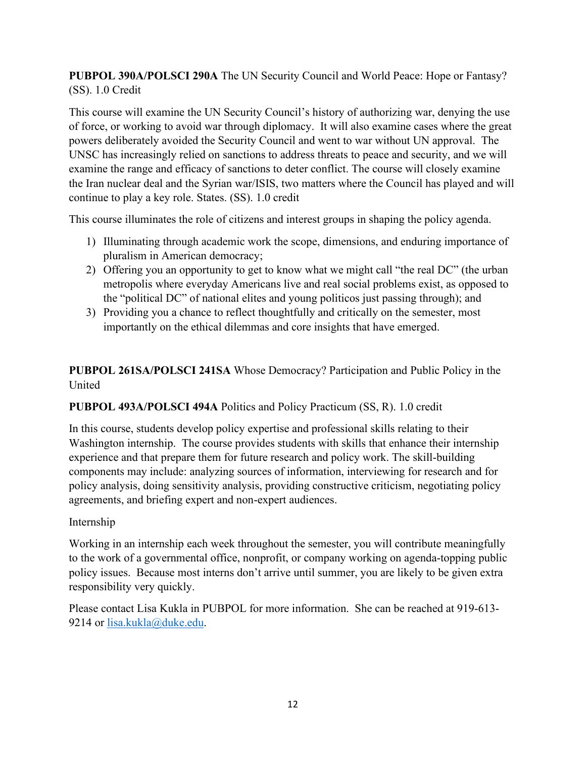**PUBPOL 390A/POLSCI 290A** The UN Security Council and World Peace: Hope or Fantasy? (SS). 1.0 Credit

This course will examine the UN Security Council's history of authorizing war, denying the use of force, or working to avoid war through diplomacy. It will also examine cases where the great powers deliberately avoided the Security Council and went to war without UN approval. The UNSC has increasingly relied on sanctions to address threats to peace and security, and we will examine the range and efficacy of sanctions to deter conflict. The course will closely examine the Iran nuclear deal and the Syrian war/ISIS, two matters where the Council has played and will continue to play a key role. States. (SS). 1.0 credit

This course illuminates the role of citizens and interest groups in shaping the policy agenda.

1) Illuminating through academic work the scope, dimensions, and enduring importance of pluralism in American democracy;
2) Offering you an opportunity to get to know what we might call "the real DC" (the urban metropolis where everyday Americans live and real social problems exist, as opposed to the "political DC" of national elites and young politicos just passing through); and
3) Providing you a chance to reflect thoughtfully and critically on the semester, most importantly on the ethical dilemmas and core insights that have emerged.

**PUBPOL 261SA/POLSCI 241SA** Whose Democracy? Participation and Public Policy in the United

**PUBPOL 493A/POLSCI 494A** Politics and Policy Practicum (SS, R). 1.0 credit

In this course, students develop policy expertise and professional skills relating to their Washington internship. The course provides students with skills that enhance their internship experience and that prepare them for future research and policy work. The skill-building components may include: analyzing sources of information, interviewing for research and for policy analysis, doing sensitivity analysis, providing constructive criticism, negotiating policy agreements, and briefing expert and non-expert audiences.

Internship

Working in an internship each week throughout the semester, you will contribute meaningfully to the work of a governmental office, nonprofit, or company working on agenda-topping public policy issues. Because most interns don't arrive until summer, you are likely to be given extra responsibility very quickly.

Please contact Lisa Kukla in PUBPOL for more information. She can be reached at 919-613-9214 or lisa.kukla@duke.edu.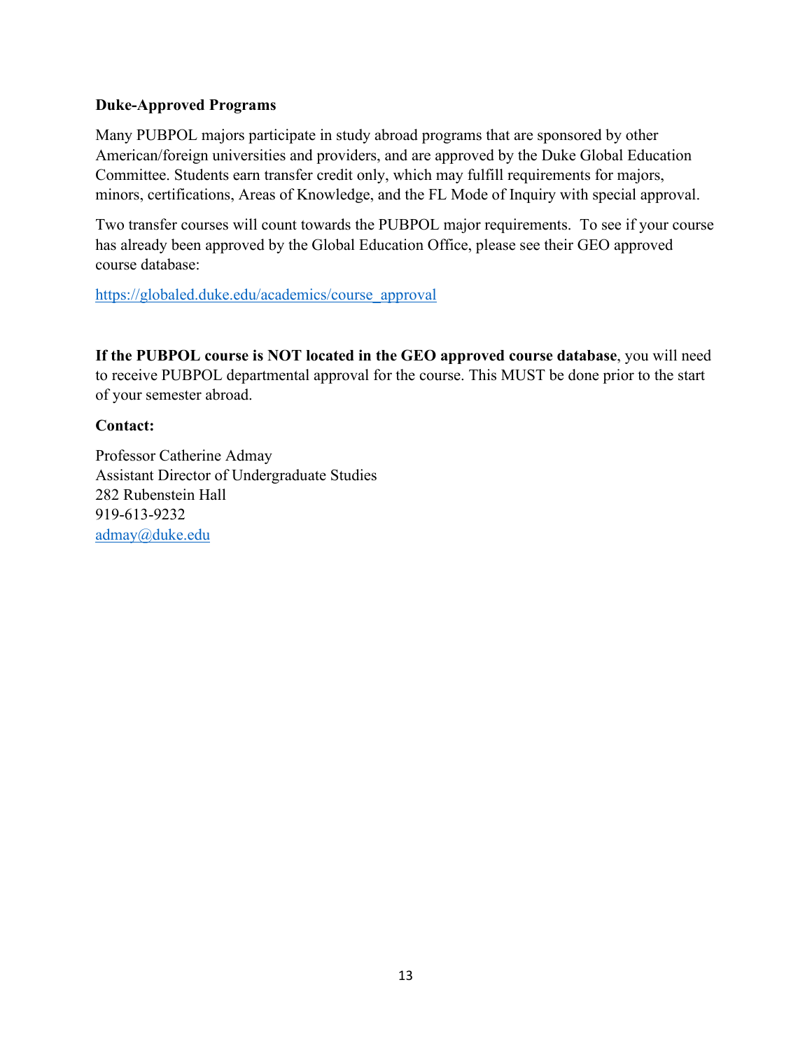**Duke-Approved Programs**

Many PUBPOL majors participate in study abroad programs that are sponsored by other American/foreign universities and providers, and are approved by the Duke Global Education Committee. Students earn transfer credit only, which may fulfill requirements for majors, minors, certifications, Areas of Knowledge, and the FL Mode of Inquiry with special approval.

Two transfer courses will count towards the PUBPOL major requirements. To see if your course has already been approved by the Global Education Office, please see their GEO approved course database:

https://globaled.duke.edu/academics/course_approval

**If the PUBPOL course is NOT located in the GEO approved course database**, you will need to receive PUBPOL departmental approval for the course. This MUST be done prior to the start of your semester abroad.

**Contact:**

Professor Catherine Admay
Assistant Director of Undergraduate Studies
282 Rubenstein Hall
919-613-9232
admay@duke.edu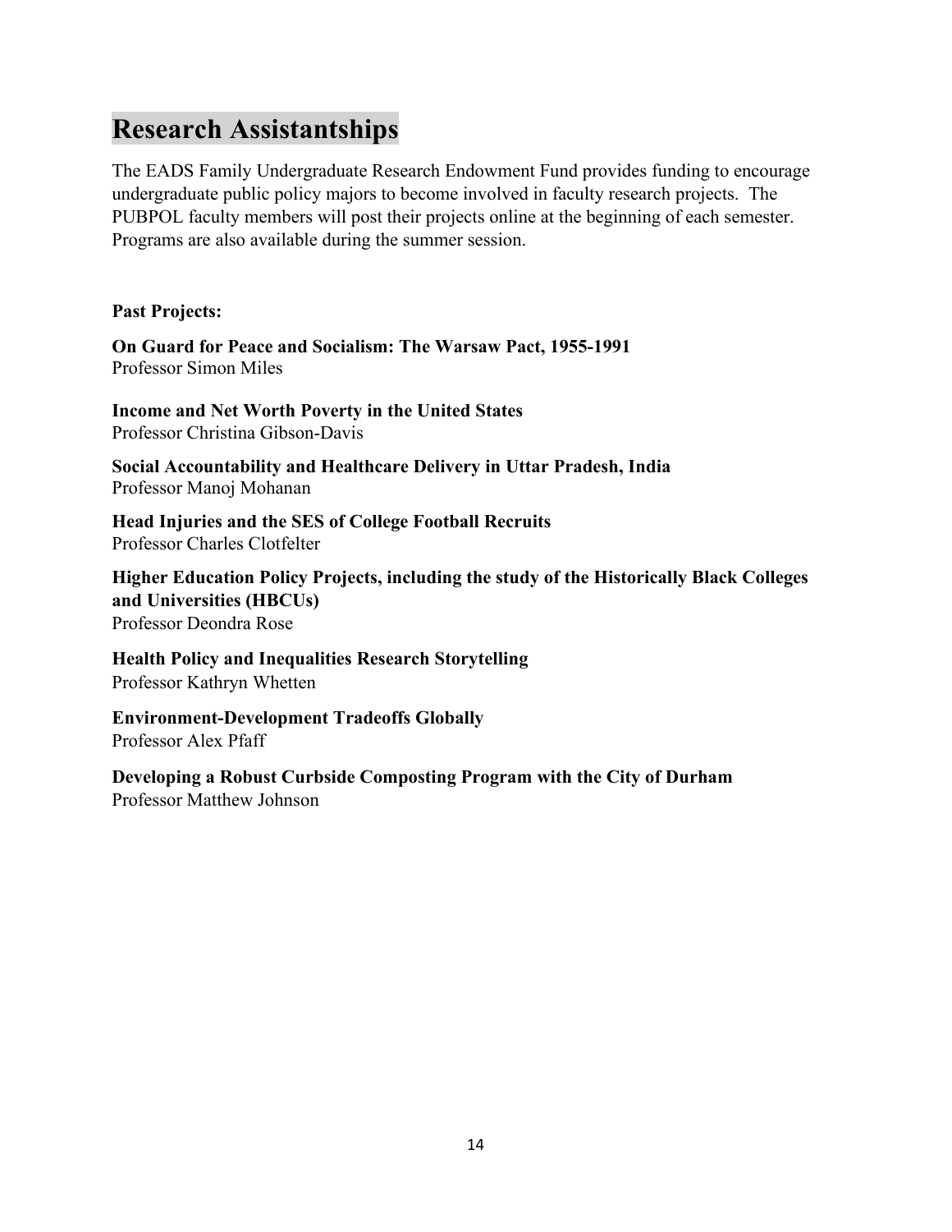## Research Assistantships

The EADS Family Undergraduate Research Endowment Fund provides funding to encourage undergraduate public policy majors to become involved in faculty research projects. The PUBPOL faculty members will post their projects online at the beginning of each semester. Programs are also available during the summer session.

**Past Projects:**

**On Guard for Peace and Socialism: The Warsaw Pact, 1955-1991**
Professor Simon Miles

**Income and Net Worth Poverty in the United States**
Professor Christina Gibson-Davis

**Social Accountability and Healthcare Delivery in Uttar Pradesh, India**
Professor Manoj Mohanan

**Head Injuries and the SES of College Football Recruits**
Professor Charles Clotfelter

**Higher Education Policy Projects, including the study of the Historically Black Colleges and Universities (HBCUs)**
Professor Deondra Rose

**Health Policy and Inequalities Research Storytelling**
Professor Kathryn Whetten

**Environment-Development Tradeoffs Globally**
Professor Alex Pfaff

**Developing a Robust Curbside Composting Program with the City of Durham**
Professor Matthew Johnson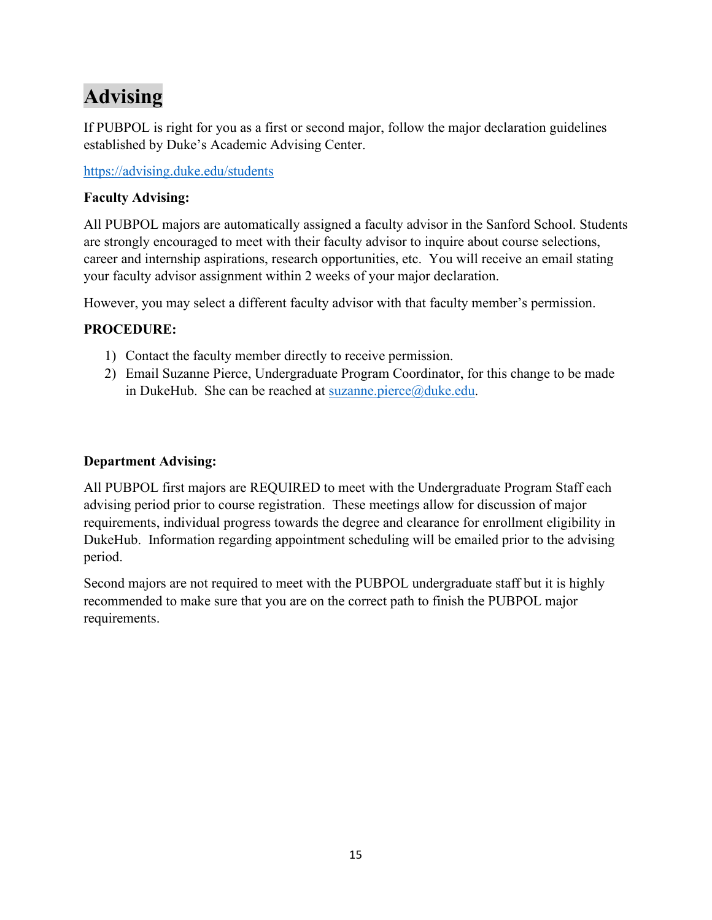# Advising

If PUBPOL is right for you as a first or second major, follow the major declaration guidelines established by Duke's Academic Advising Center.

https://advising.duke.edu/students

**Faculty Advising:**

All PUBPOL majors are automatically assigned a faculty advisor in the Sanford School. Students are strongly encouraged to meet with their faculty advisor to inquire about course selections, career and internship aspirations, research opportunities, etc. You will receive an email stating your faculty advisor assignment within 2 weeks of your major declaration.

However, you may select a different faculty advisor with that faculty member's permission.

**PROCEDURE:**

1) Contact the faculty member directly to receive permission.
2) Email Suzanne Pierce, Undergraduate Program Coordinator, for this change to be made in DukeHub. She can be reached at suzanne.pierce@duke.edu.

**Department Advising:**

All PUBPOL first majors are REQUIRED to meet with the Undergraduate Program Staff each advising period prior to course registration. These meetings allow for discussion of major requirements, individual progress towards the degree and clearance for enrollment eligibility in DukeHub. Information regarding appointment scheduling will be emailed prior to the advising period.

Second majors are not required to meet with the PUBPOL undergraduate staff but it is highly recommended to make sure that you are on the correct path to finish the PUBPOL major requirements.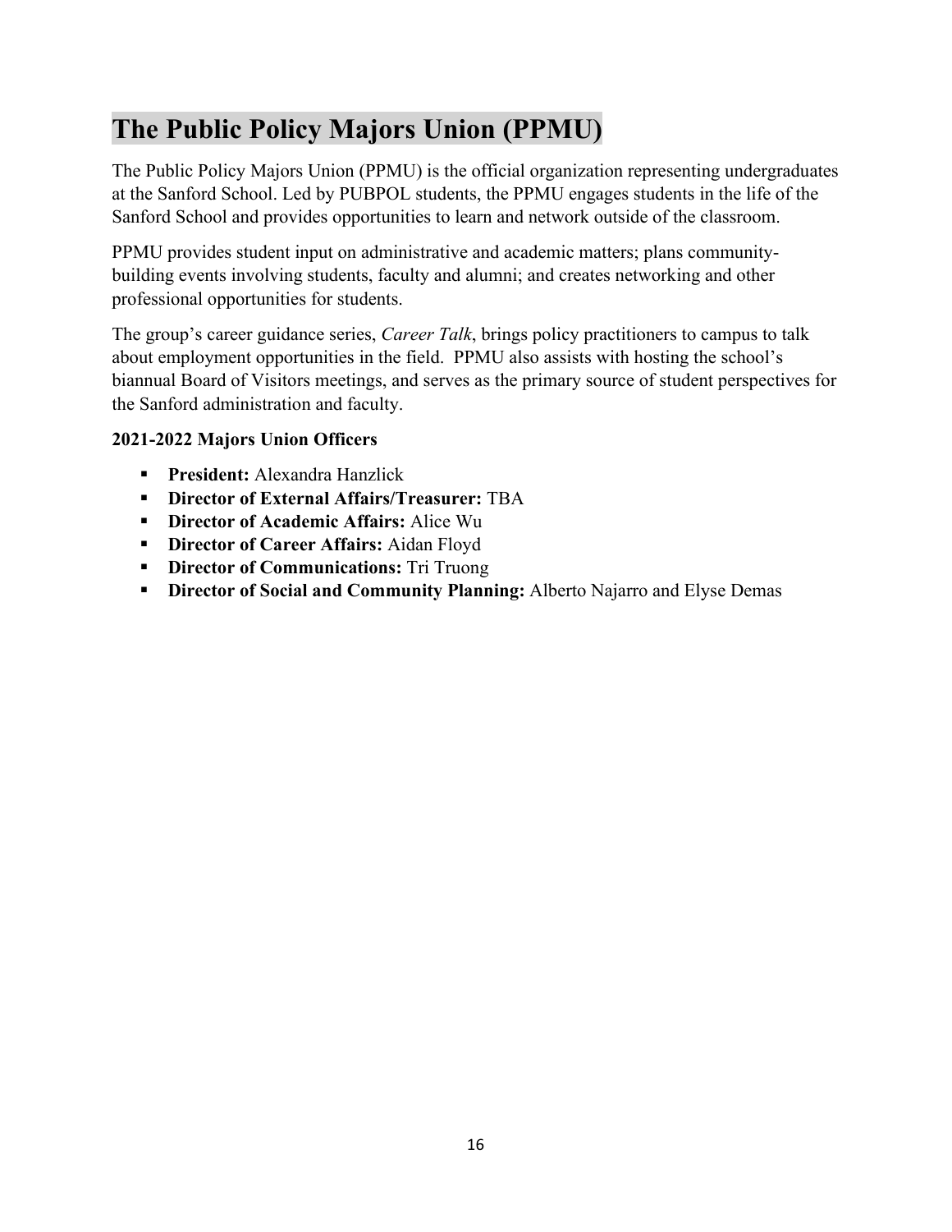# The Public Policy Majors Union (PPMU)

The Public Policy Majors Union (PPMU) is the official organization representing undergraduates at the Sanford School. Led by PUBPOL students, the PPMU engages students in the life of the Sanford School and provides opportunities to learn and network outside of the classroom.

PPMU provides student input on administrative and academic matters; plans community-building events involving students, faculty and alumni; and creates networking and other professional opportunities for students.

The group's career guidance series, *Career Talk*, brings policy practitioners to campus to talk about employment opportunities in the field. PPMU also assists with hosting the school's biannual Board of Visitors meetings, and serves as the primary source of student perspectives for the Sanford administration and faculty.

**2021-2022 Majors Union Officers**

- **President:** Alexandra Hanzlick
- **Director of External Affairs/Treasurer:** TBA
- **Director of Academic Affairs:** Alice Wu
- **Director of Career Affairs:** Aidan Floyd
- **Director of Communications:** Tri Truong
- **Director of Social and Community Planning:** Alberto Najarro and Elyse Demas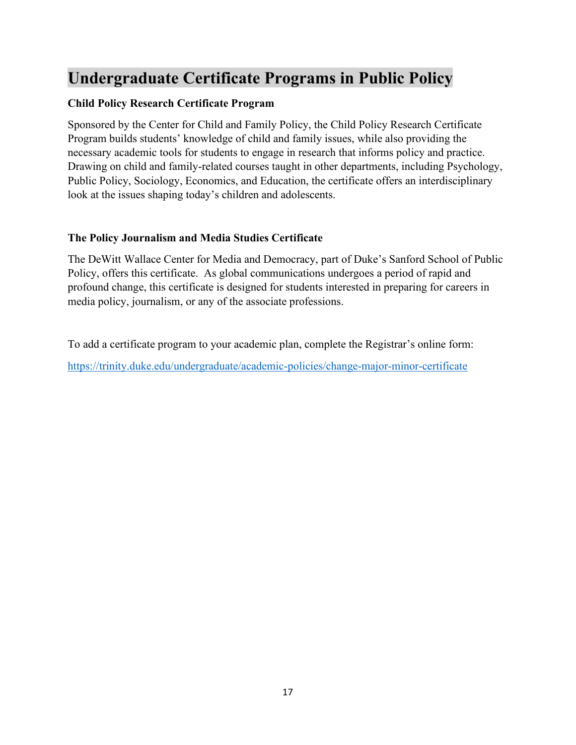# Undergraduate Certificate Programs in Public Policy

### Child Policy Research Certificate Program

Sponsored by the Center for Child and Family Policy, the Child Policy Research Certificate Program builds students' knowledge of child and family issues, while also providing the necessary academic tools for students to engage in research that informs policy and practice. Drawing on child and family-related courses taught in other departments, including Psychology, Public Policy, Sociology, Economics, and Education, the certificate offers an interdisciplinary look at the issues shaping today's children and adolescents.

### The Policy Journalism and Media Studies Certificate

The DeWitt Wallace Center for Media and Democracy, part of Duke's Sanford School of Public Policy, offers this certificate. As global communications undergoes a period of rapid and profound change, this certificate is designed for students interested in preparing for careers in media policy, journalism, or any of the associate professions.

To add a certificate program to your academic plan, complete the Registrar's online form:

https://trinity.duke.edu/undergraduate/academic-policies/change-major-minor-certificate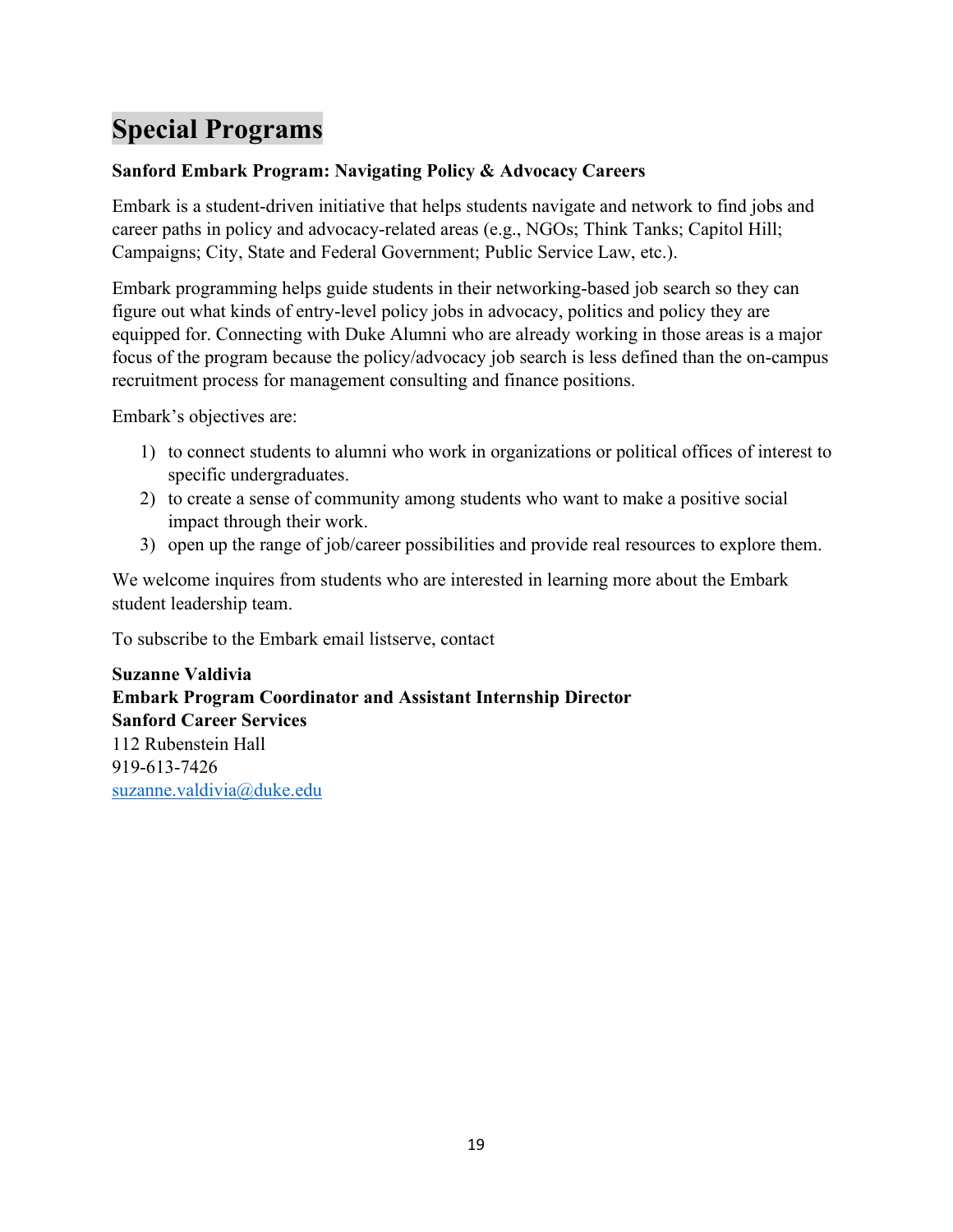# Special Programs

**Sanford Embark Program: Navigating Policy & Advocacy Careers**

Embark is a student-driven initiative that helps students navigate and network to find jobs and career paths in policy and advocacy-related areas (e.g., NGOs; Think Tanks; Capitol Hill; Campaigns; City, State and Federal Government; Public Service Law, etc.).

Embark programming helps guide students in their networking-based job search so they can figure out what kinds of entry-level policy jobs in advocacy, politics and policy they are equipped for. Connecting with Duke Alumni who are already working in those areas is a major focus of the program because the policy/advocacy job search is less defined than the on-campus recruitment process for management consulting and finance positions.

Embark's objectives are:

1) to connect students to alumni who work in organizations or political offices of interest to specific undergraduates.
2) to create a sense of community among students who want to make a positive social impact through their work.
3) open up the range of job/career possibilities and provide real resources to explore them.

We welcome inquires from students who are interested in learning more about the Embark student leadership team.

To subscribe to the Embark email listserve, contact

**Suzanne Valdivia**
**Embark Program Coordinator and Assistant Internship Director**
**Sanford Career Services**
112 Rubenstein Hall
919-613-7426
suzanne.valdivia@duke.edu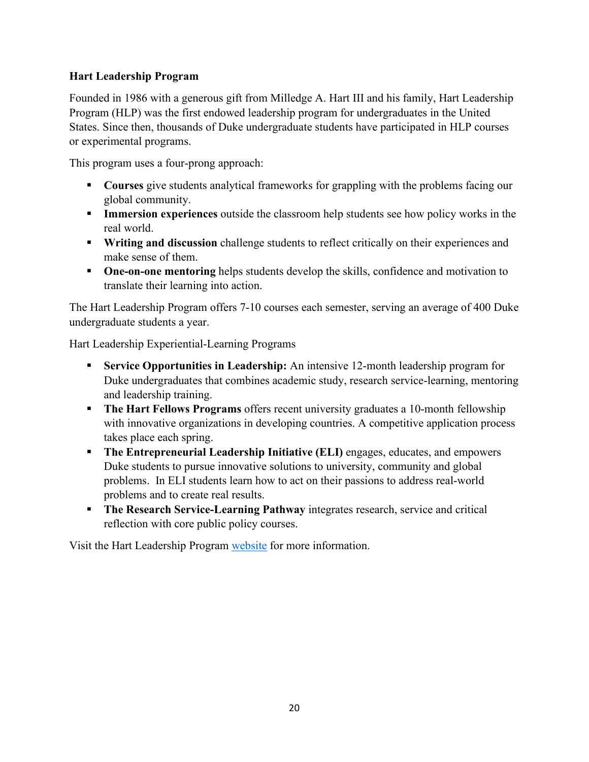**Hart Leadership Program**

Founded in 1986 with a generous gift from Milledge A. Hart III and his family, Hart Leadership Program (HLP) was the first endowed leadership program for undergraduates in the United States. Since then, thousands of Duke undergraduate students have participated in HLP courses or experimental programs.

This program uses a four-prong approach:

- **Courses** give students analytical frameworks for grappling with the problems facing our global community.
- **Immersion experiences** outside the classroom help students see how policy works in the real world.
- **Writing and discussion** challenge students to reflect critically on their experiences and make sense of them.
- **One-on-one mentoring** helps students develop the skills, confidence and motivation to translate their learning into action.

The Hart Leadership Program offers 7-10 courses each semester, serving an average of 400 Duke undergraduate students a year.

Hart Leadership Experiential-Learning Programs

- **Service Opportunities in Leadership:** An intensive 12-month leadership program for Duke undergraduates that combines academic study, research service-learning, mentoring and leadership training.
- **The Hart Fellows Programs** offers recent university graduates a 10-month fellowship with innovative organizations in developing countries. A competitive application process takes place each spring.
- **The Entrepreneurial Leadership Initiative (ELI)** engages, educates, and empowers Duke students to pursue innovative solutions to university, community and global problems. In ELI students learn how to act on their passions to address real-world problems and to create real results.
- **The Research Service-Learning Pathway** integrates research, service and critical reflection with core public policy courses.

Visit the Hart Leadership Program website for more information.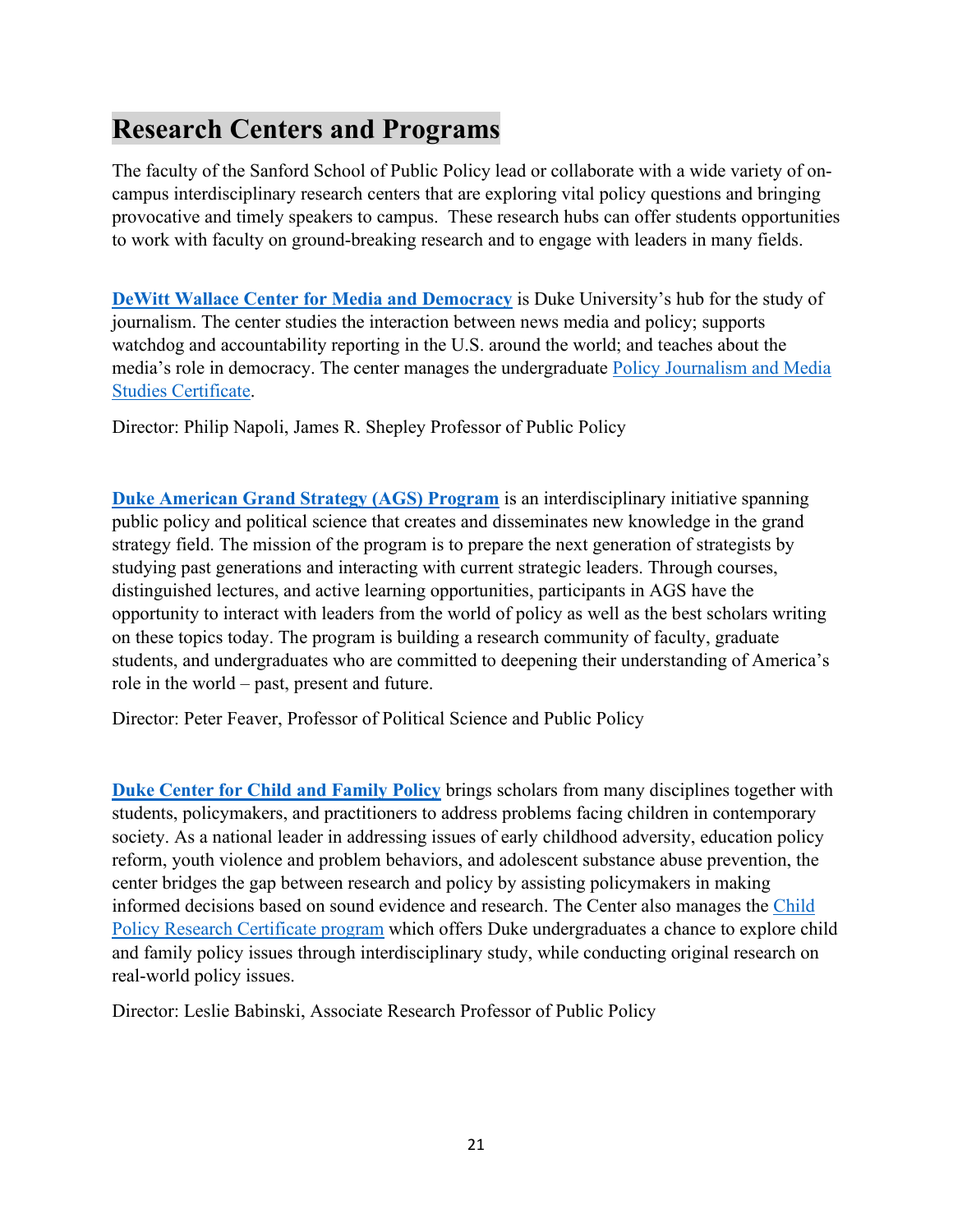# Research Centers and Programs

The faculty of the Sanford School of Public Policy lead or collaborate with a wide variety of on-campus interdisciplinary research centers that are exploring vital policy questions and bringing provocative and timely speakers to campus. These research hubs can offer students opportunities to work with faculty on ground-breaking research and to engage with leaders in many fields.

**DeWitt Wallace Center for Media and Democracy** is Duke University's hub for the study of journalism. The center studies the interaction between news media and policy; supports watchdog and accountability reporting in the U.S. around the world; and teaches about the media's role in democracy. The center manages the undergraduate Policy Journalism and Media Studies Certificate.

Director: Philip Napoli, James R. Shepley Professor of Public Policy

**Duke American Grand Strategy (AGS) Program** is an interdisciplinary initiative spanning public policy and political science that creates and disseminates new knowledge in the grand strategy field. The mission of the program is to prepare the next generation of strategists by studying past generations and interacting with current strategic leaders. Through courses, distinguished lectures, and active learning opportunities, participants in AGS have the opportunity to interact with leaders from the world of policy as well as the best scholars writing on these topics today. The program is building a research community of faculty, graduate students, and undergraduates who are committed to deepening their understanding of America's role in the world – past, present and future.

Director: Peter Feaver, Professor of Political Science and Public Policy

**Duke Center for Child and Family Policy** brings scholars from many disciplines together with students, policymakers, and practitioners to address problems facing children in contemporary society. As a national leader in addressing issues of early childhood adversity, education policy reform, youth violence and problem behaviors, and adolescent substance abuse prevention, the center bridges the gap between research and policy by assisting policymakers in making informed decisions based on sound evidence and research. The Center also manages the Child Policy Research Certificate program which offers Duke undergraduates a chance to explore child and family policy issues through interdisciplinary study, while conducting original research on real-world policy issues.

Director: Leslie Babinski, Associate Research Professor of Public Policy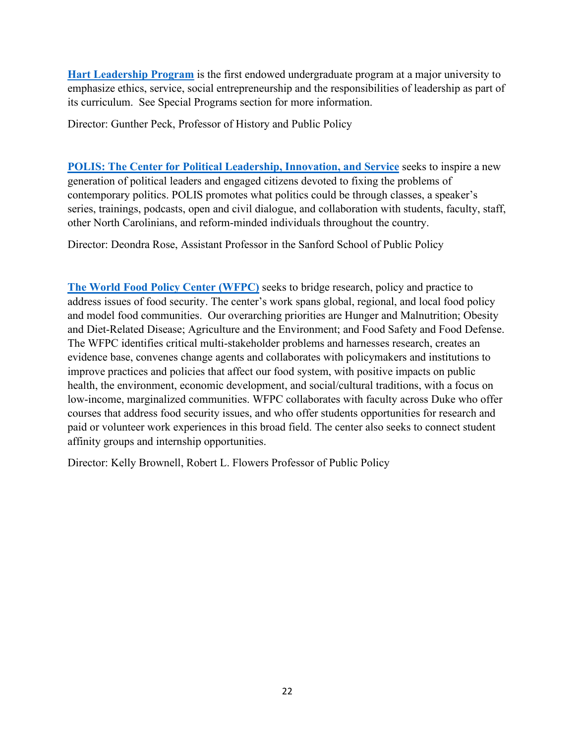**Hart Leadership Program** is the first endowed undergraduate program at a major university to emphasize ethics, service, social entrepreneurship and the responsibilities of leadership as part of its curriculum. See Special Programs section for more information.

Director: Gunther Peck, Professor of History and Public Policy

**POLIS: The Center for Political Leadership, Innovation, and Service** seeks to inspire a new generation of political leaders and engaged citizens devoted to fixing the problems of contemporary politics. POLIS promotes what politics could be through classes, a speaker's series, trainings, podcasts, open and civil dialogue, and collaboration with students, faculty, staff, other North Carolinians, and reform-minded individuals throughout the country.

Director: Deondra Rose, Assistant Professor in the Sanford School of Public Policy

**The World Food Policy Center (WFPC)** seeks to bridge research, policy and practice to address issues of food security. The center's work spans global, regional, and local food policy and model food communities. Our overarching priorities are Hunger and Malnutrition; Obesity and Diet-Related Disease; Agriculture and the Environment; and Food Safety and Food Defense. The WFPC identifies critical multi-stakeholder problems and harnesses research, creates an evidence base, convenes change agents and collaborates with policymakers and institutions to improve practices and policies that affect our food system, with positive impacts on public health, the environment, economic development, and social/cultural traditions, with a focus on low-income, marginalized communities. WFPC collaborates with faculty across Duke who offer courses that address food security issues, and who offer students opportunities for research and paid or volunteer work experiences in this broad field. The center also seeks to connect student affinity groups and internship opportunities.

Director: Kelly Brownell, Robert L. Flowers Professor of Public Policy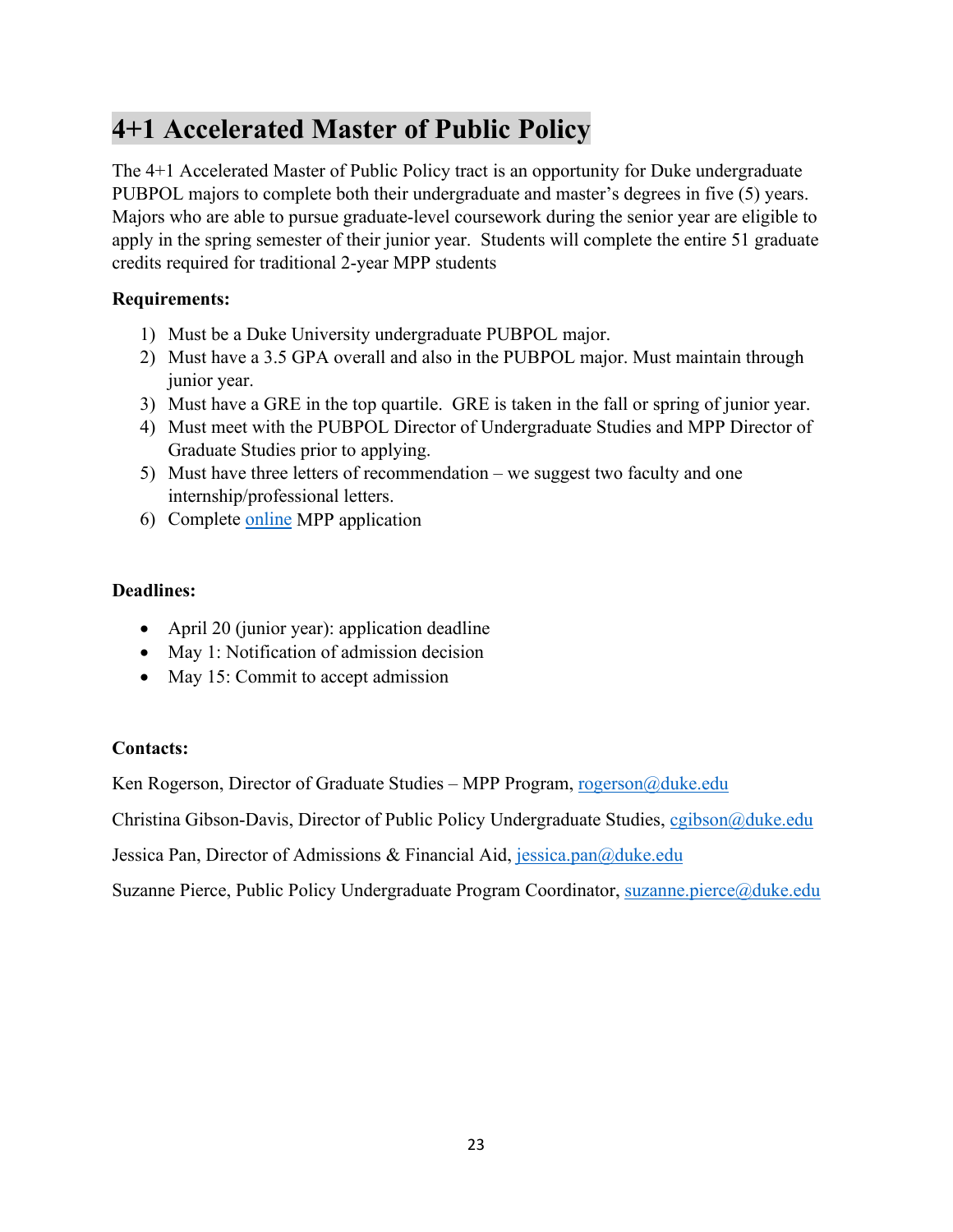# 4+1 Accelerated Master of Public Policy

The 4+1 Accelerated Master of Public Policy tract is an opportunity for Duke undergraduate PUBPOL majors to complete both their undergraduate and master's degrees in five (5) years. Majors who are able to pursue graduate-level coursework during the senior year are eligible to apply in the spring semester of their junior year. Students will complete the entire 51 graduate credits required for traditional 2-year MPP students

**Requirements:**

1) Must be a Duke University undergraduate PUBPOL major.
2) Must have a 3.5 GPA overall and also in the PUBPOL major. Must maintain through junior year.
3) Must have a GRE in the top quartile. GRE is taken in the fall or spring of junior year.
4) Must meet with the PUBPOL Director of Undergraduate Studies and MPP Director of Graduate Studies prior to applying.
5) Must have three letters of recommendation – we suggest two faculty and one internship/professional letters.
6) Complete online MPP application

**Deadlines:**

- April 20 (junior year): application deadline
- May 1: Notification of admission decision
- May 15: Commit to accept admission

**Contacts:**

Ken Rogerson, Director of Graduate Studies – MPP Program, rogerson@duke.edu

Christina Gibson-Davis, Director of Public Policy Undergraduate Studies, cgibson@duke.edu

Jessica Pan, Director of Admissions & Financial Aid, jessica.pan@duke.edu

Suzanne Pierce, Public Policy Undergraduate Program Coordinator, suzanne.pierce@duke.edu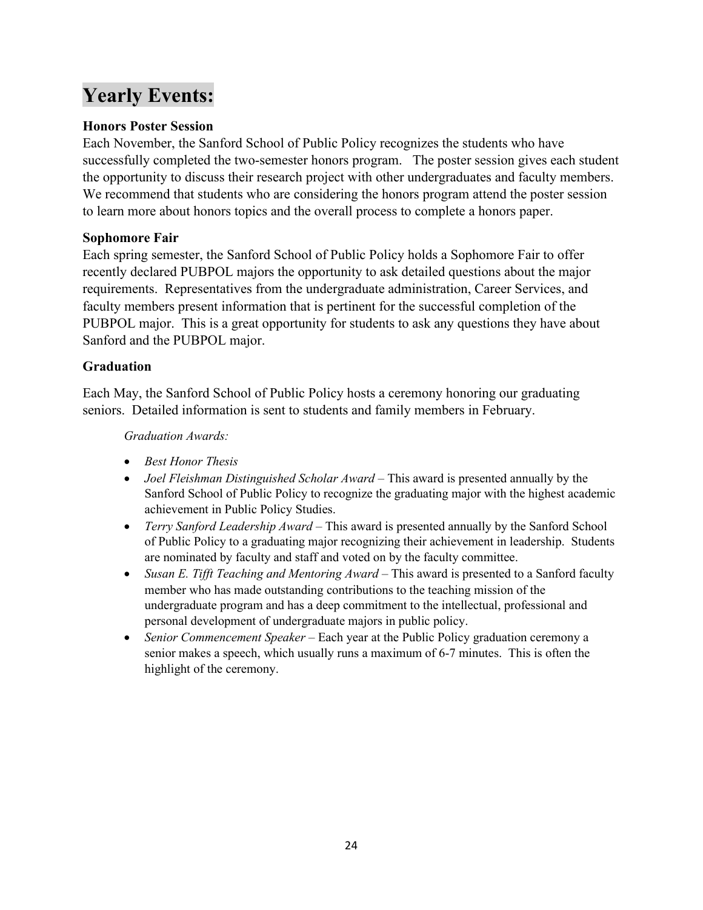# Yearly Events:

### Honors Poster Session

Each November, the Sanford School of Public Policy recognizes the students who have successfully completed the two-semester honors program. The poster session gives each student the opportunity to discuss their research project with other undergraduates and faculty members. We recommend that students who are considering the honors program attend the poster session to learn more about honors topics and the overall process to complete a honors paper.

### Sophomore Fair

Each spring semester, the Sanford School of Public Policy holds a Sophomore Fair to offer recently declared PUBPOL majors the opportunity to ask detailed questions about the major requirements. Representatives from the undergraduate administration, Career Services, and faculty members present information that is pertinent for the successful completion of the PUBPOL major. This is a great opportunity for students to ask any questions they have about Sanford and the PUBPOL major.

### Graduation

Each May, the Sanford School of Public Policy hosts a ceremony honoring our graduating seniors. Detailed information is sent to students and family members in February.

*Graduation Awards:*

- *Best Honor Thesis*
- *Joel Fleishman Distinguished Scholar Award* – This award is presented annually by the Sanford School of Public Policy to recognize the graduating major with the highest academic achievement in Public Policy Studies.
- *Terry Sanford Leadership Award* – This award is presented annually by the Sanford School of Public Policy to a graduating major recognizing their achievement in leadership. Students are nominated by faculty and staff and voted on by the faculty committee.
- *Susan E. Tifft Teaching and Mentoring Award* – This award is presented to a Sanford faculty member who has made outstanding contributions to the teaching mission of the undergraduate program and has a deep commitment to the intellectual, professional and personal development of undergraduate majors in public policy.
- *Senior Commencement Speaker* – Each year at the Public Policy graduation ceremony a senior makes a speech, which usually runs a maximum of 6-7 minutes. This is often the highlight of the ceremony.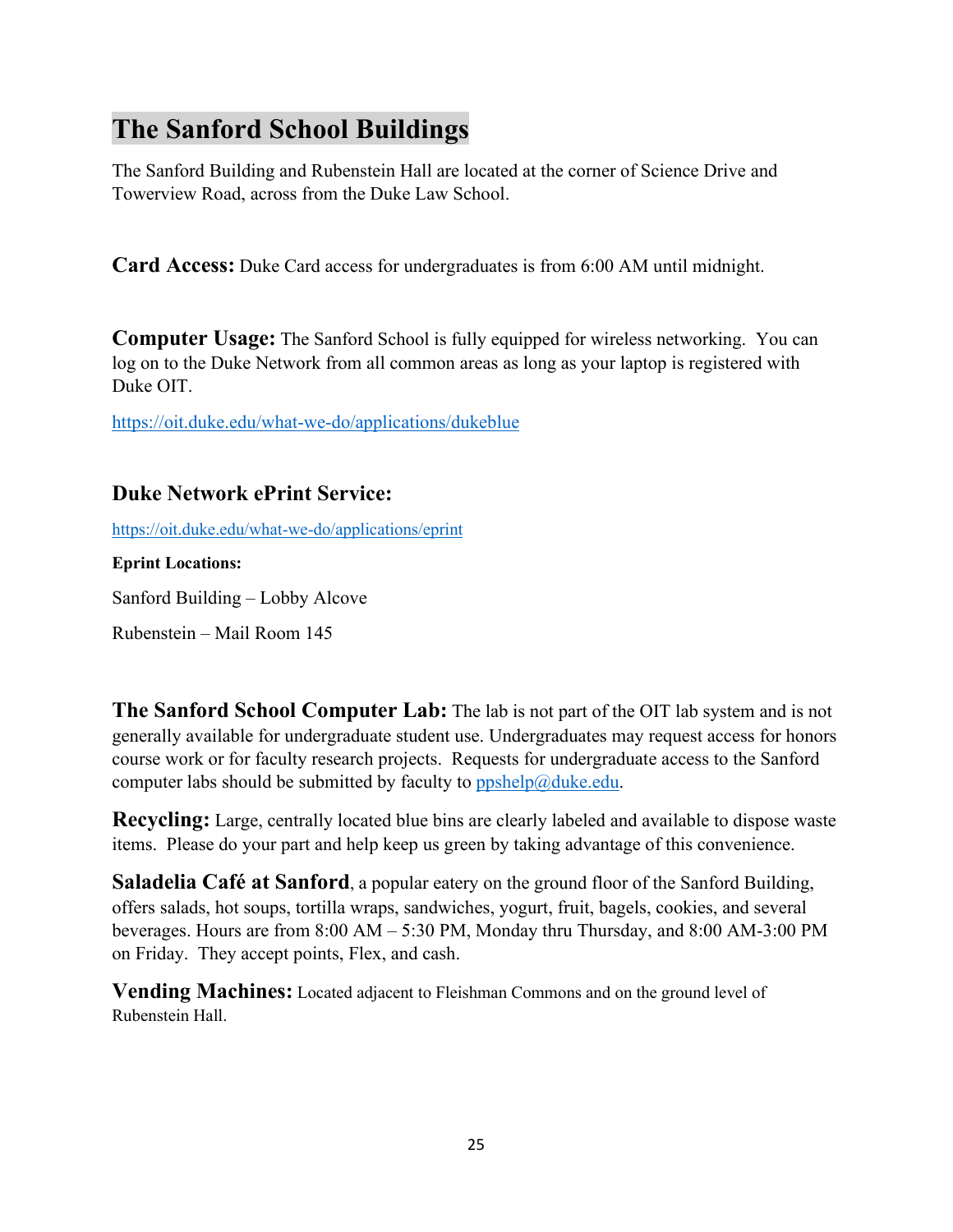# The Sanford School Buildings

The Sanford Building and Rubenstein Hall are located at the corner of Science Drive and Towerview Road, across from the Duke Law School.

**Card Access:** Duke Card access for undergraduates is from 6:00 AM until midnight.

**Computer Usage:** The Sanford School is fully equipped for wireless networking. You can log on to the Duke Network from all common areas as long as your laptop is registered with Duke OIT.

https://oit.duke.edu/what-we-do/applications/dukeblue

## Duke Network ePrint Service:

https://oit.duke.edu/what-we-do/applications/eprint

**Eprint Locations:**

Sanford Building – Lobby Alcove

Rubenstein – Mail Room 145

**The Sanford School Computer Lab:** The lab is not part of the OIT lab system and is not generally available for undergraduate student use. Undergraduates may request access for honors course work or for faculty research projects. Requests for undergraduate access to the Sanford computer labs should be submitted by faculty to ppshelp@duke.edu.

**Recycling:** Large, centrally located blue bins are clearly labeled and available to dispose waste items. Please do your part and help keep us green by taking advantage of this convenience.

**Saladelia Café at Sanford**, a popular eatery on the ground floor of the Sanford Building, offers salads, hot soups, tortilla wraps, sandwiches, yogurt, fruit, bagels, cookies, and several beverages. Hours are from 8:00 AM – 5:30 PM, Monday thru Thursday, and 8:00 AM-3:00 PM on Friday. They accept points, Flex, and cash.

**Vending Machines:** Located adjacent to Fleishman Commons and on the ground level of Rubenstein Hall.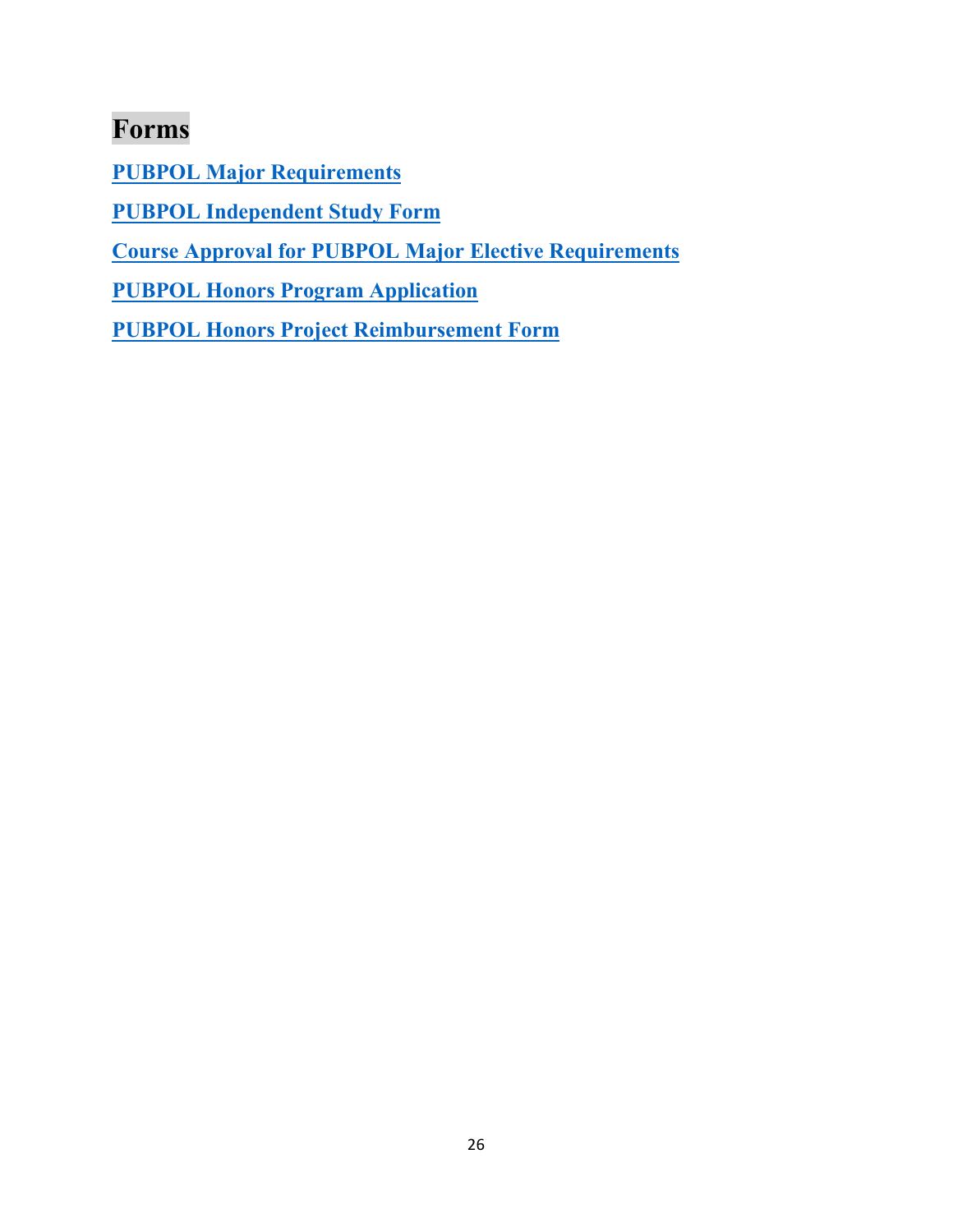# Forms

**PUBPOL Major Requirements**

**PUBPOL Independent Study Form**

**Course Approval for PUBPOL Major Elective Requirements**

**PUBPOL Honors Program Application**

**PUBPOL Honors Project Reimbursement Form**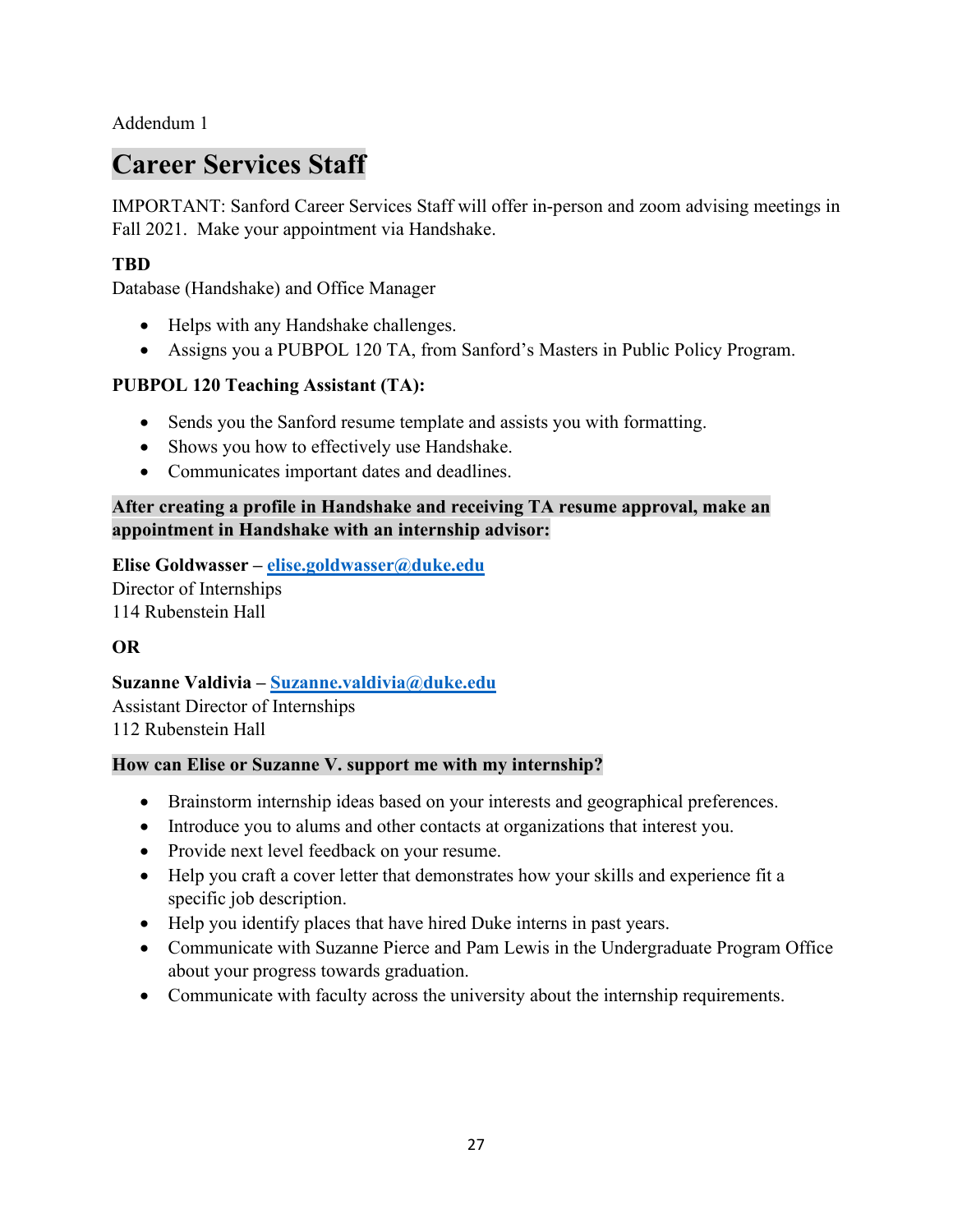Addendum 1

# Career Services Staff

IMPORTANT: Sanford Career Services Staff will offer in-person and zoom advising meetings in Fall 2021. Make your appointment via Handshake.

**TBD**
Database (Handshake) and Office Manager

- Helps with any Handshake challenges.
- Assigns you a PUBPOL 120 TA, from Sanford's Masters in Public Policy Program.

**PUBPOL 120 Teaching Assistant (TA):**

- Sends you the Sanford resume template and assists you with formatting.
- Shows you how to effectively use Handshake.
- Communicates important dates and deadlines.

**After creating a profile in Handshake and receiving TA resume approval, make an appointment in Handshake with an internship advisor:**

**Elise Goldwasser – elise.goldwasser@duke.edu**
Director of Internships
114 Rubenstein Hall

**OR**

**Suzanne Valdivia – Suzanne.valdivia@duke.edu**
Assistant Director of Internships
112 Rubenstein Hall

**How can Elise or Suzanne V. support me with my internship?**

- Brainstorm internship ideas based on your interests and geographical preferences.
- Introduce you to alums and other contacts at organizations that interest you.
- Provide next level feedback on your resume.
- Help you craft a cover letter that demonstrates how your skills and experience fit a specific job description.
- Help you identify places that have hired Duke interns in past years.
- Communicate with Suzanne Pierce and Pam Lewis in the Undergraduate Program Office about your progress towards graduation.
- Communicate with faculty across the university about the internship requirements.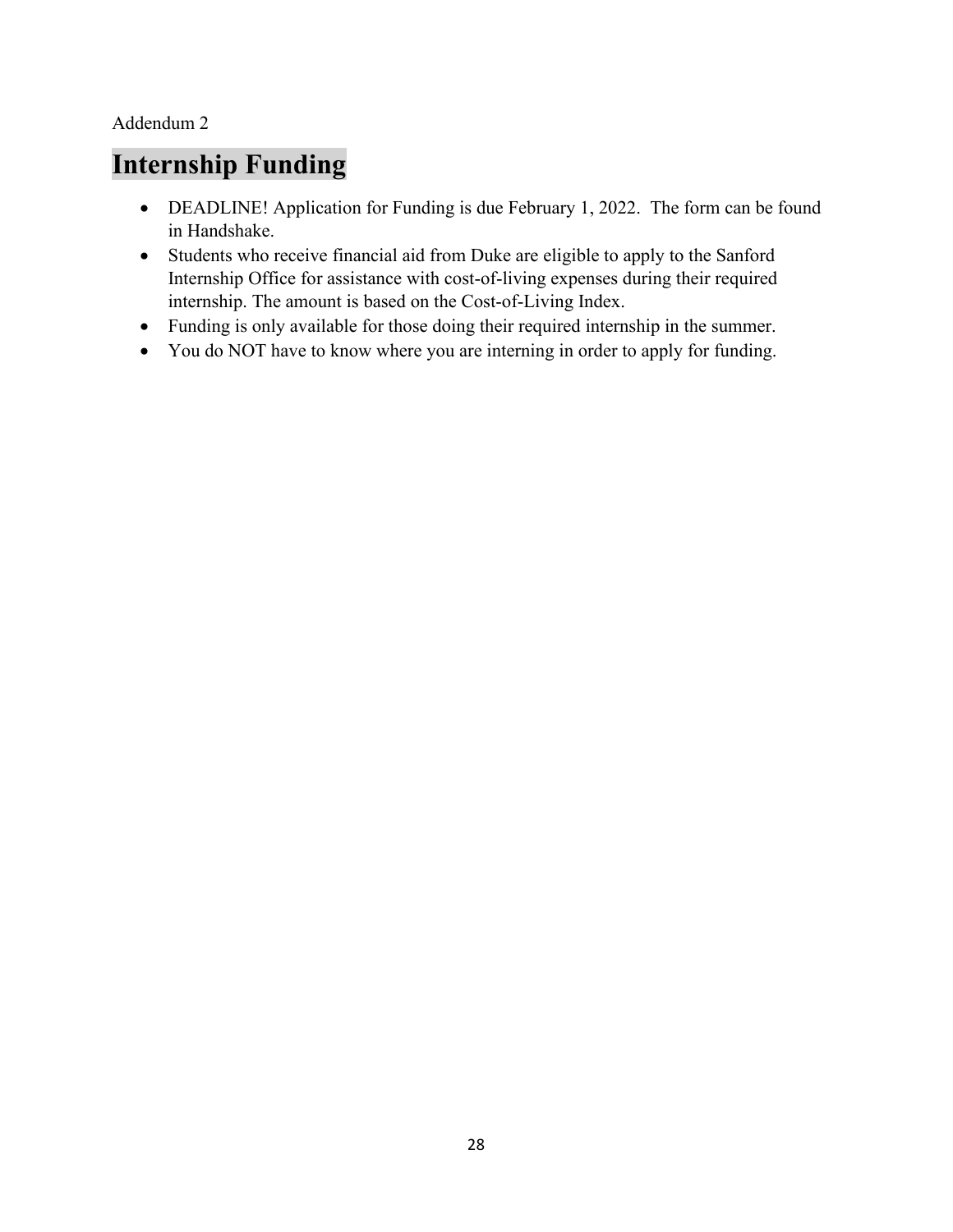Addendum 2

# Internship Funding

- DEADLINE! Application for Funding is due February 1, 2022. The form can be found in Handshake.
- Students who receive financial aid from Duke are eligible to apply to the Sanford Internship Office for assistance with cost-of-living expenses during their required internship. The amount is based on the Cost-of-Living Index.
- Funding is only available for those doing their required internship in the summer.
- You do NOT have to know where you are interning in order to apply for funding.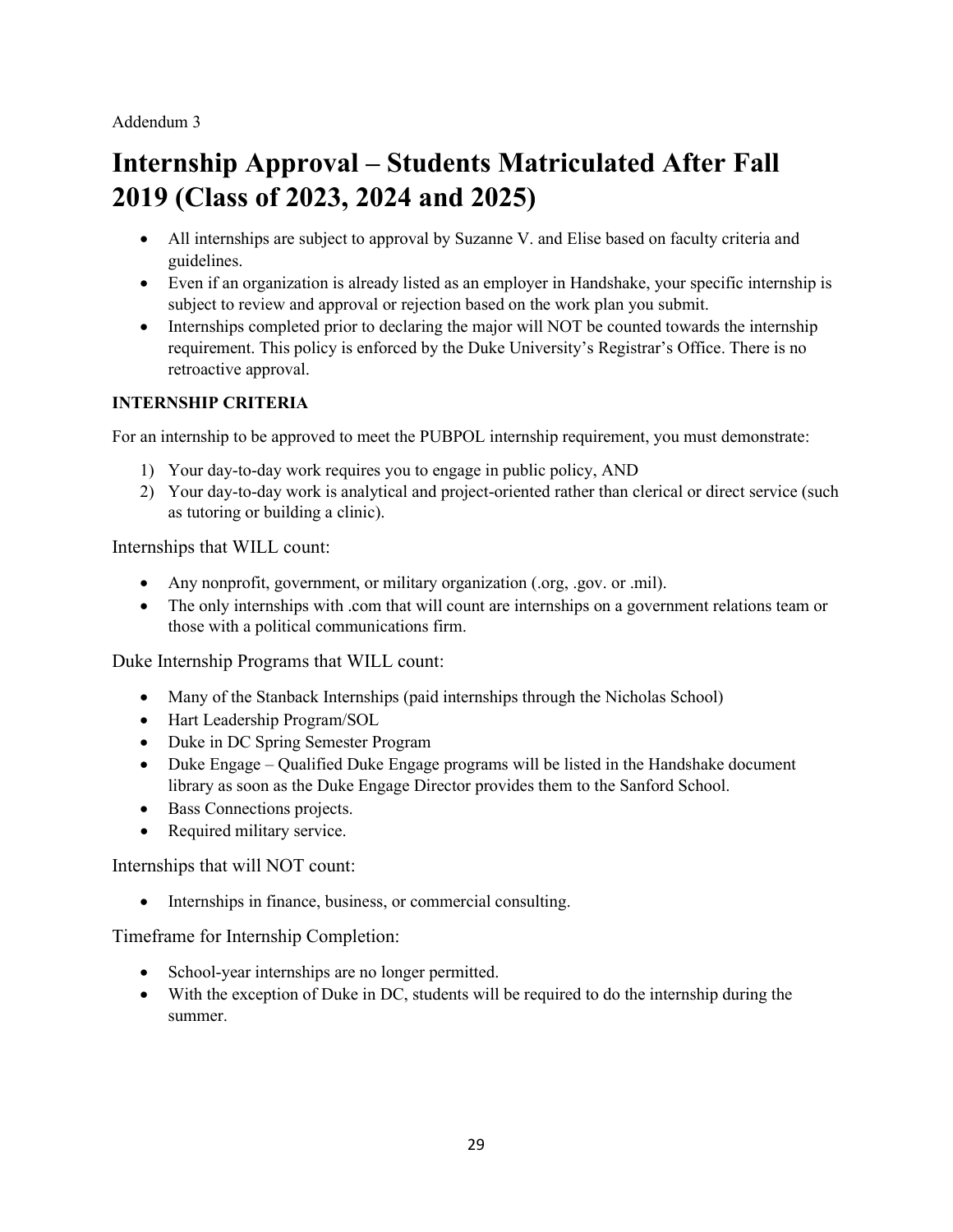Addendum 3

# Internship Approval – Students Matriculated After Fall 2019 (Class of 2023, 2024 and 2025)

- All internships are subject to approval by Suzanne V. and Elise based on faculty criteria and guidelines.
- Even if an organization is already listed as an employer in Handshake, your specific internship is subject to review and approval or rejection based on the work plan you submit.
- Internships completed prior to declaring the major will NOT be counted towards the internship requirement. This policy is enforced by the Duke University's Registrar's Office. There is no retroactive approval.

**INTERNSHIP CRITERIA**

For an internship to be approved to meet the PUBPOL internship requirement, you must demonstrate:

1) Your day-to-day work requires you to engage in public policy, AND
2) Your day-to-day work is analytical and project-oriented rather than clerical or direct service (such as tutoring or building a clinic).

Internships that WILL count:

- Any nonprofit, government, or military organization (.org, .gov. or .mil).
- The only internships with .com that will count are internships on a government relations team or those with a political communications firm.

Duke Internship Programs that WILL count:

- Many of the Stanback Internships (paid internships through the Nicholas School)
- Hart Leadership Program/SOL
- Duke in DC Spring Semester Program
- Duke Engage – Qualified Duke Engage programs will be listed in the Handshake document library as soon as the Duke Engage Director provides them to the Sanford School.
- Bass Connections projects.
- Required military service.

Internships that will NOT count:

- Internships in finance, business, or commercial consulting.

Timeframe for Internship Completion:

- School-year internships are no longer permitted.
- With the exception of Duke in DC, students will be required to do the internship during the summer.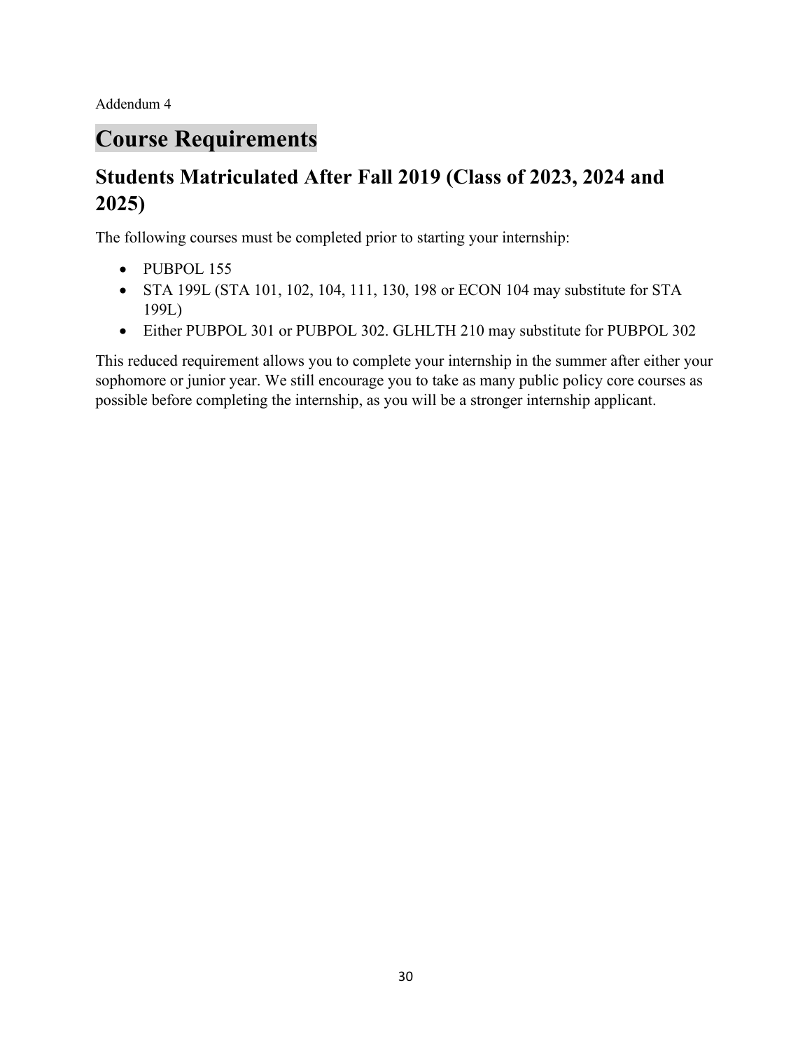Addendum 4

# Course Requirements

## Students Matriculated After Fall 2019 (Class of 2023, 2024 and 2025)

The following courses must be completed prior to starting your internship:

- PUBPOL 155
- STA 199L (STA 101, 102, 104, 111, 130, 198 or ECON 104 may substitute for STA 199L)
- Either PUBPOL 301 or PUBPOL 302. GLHLTH 210 may substitute for PUBPOL 302

This reduced requirement allows you to complete your internship in the summer after either your sophomore or junior year. We still encourage you to take as many public policy core courses as possible before completing the internship, as you will be a stronger internship applicant.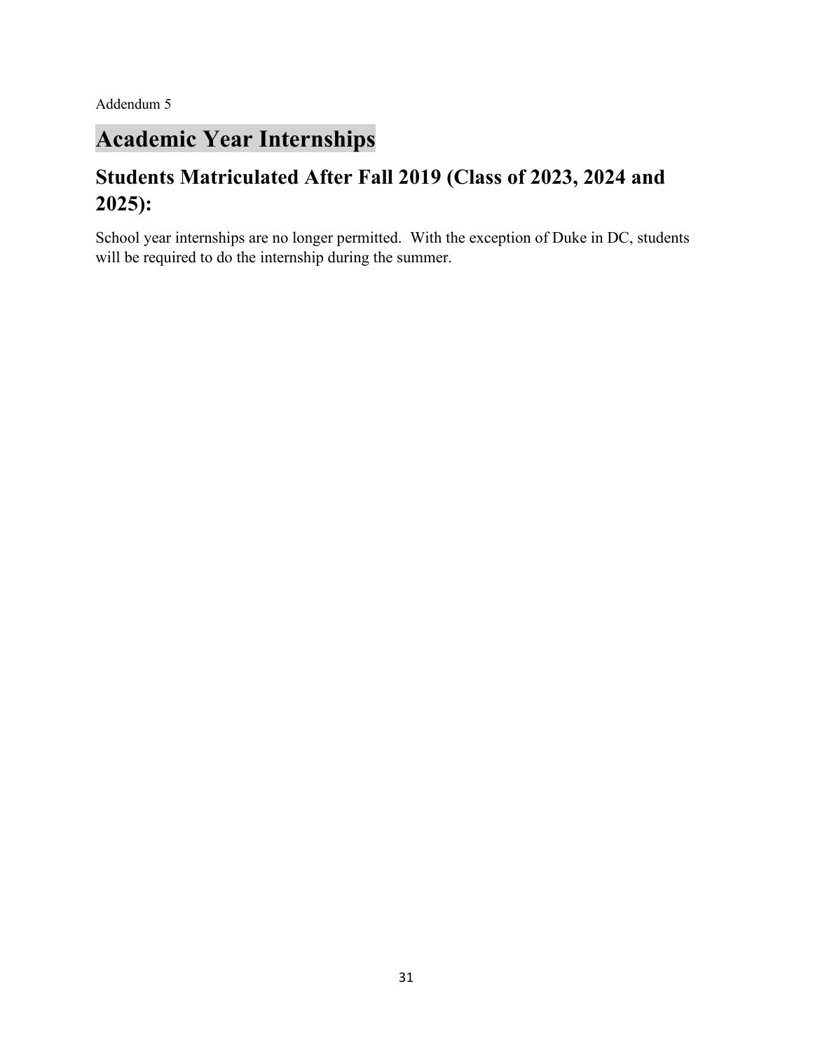Addendum 5

# Academic Year Internships

## Students Matriculated After Fall 2019 (Class of 2023, 2024 and 2025):

School year internships are no longer permitted. With the exception of Duke in DC, students will be required to do the internship during the summer.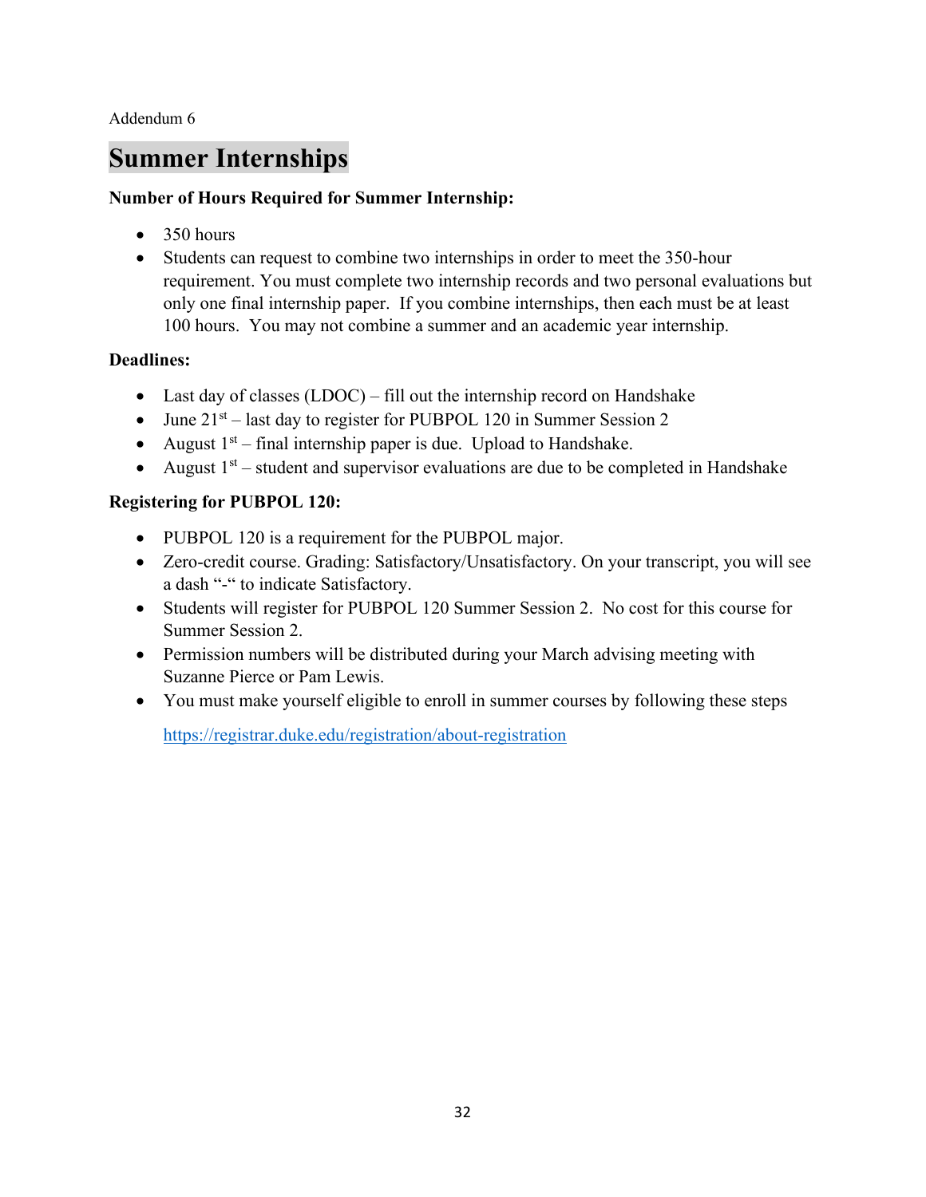Addendum 6

# Summer Internships

**Number of Hours Required for Summer Internship:**

- 350 hours
- Students can request to combine two internships in order to meet the 350-hour requirement. You must complete two internship records and two personal evaluations but only one final internship paper. If you combine internships, then each must be at least 100 hours. You may not combine a summer and an academic year internship.

**Deadlines:**

- Last day of classes (LDOC) – fill out the internship record on Handshake
- June 21st – last day to register for PUBPOL 120 in Summer Session 2
- August 1st – final internship paper is due. Upload to Handshake.
- August 1st – student and supervisor evaluations are due to be completed in Handshake

**Registering for PUBPOL 120:**

- PUBPOL 120 is a requirement for the PUBPOL major.
- Zero-credit course. Grading: Satisfactory/Unsatisfactory. On your transcript, you will see a dash "-" to indicate Satisfactory.
- Students will register for PUBPOL 120 Summer Session 2. No cost for this course for Summer Session 2.
- Permission numbers will be distributed during your March advising meeting with Suzanne Pierce or Pam Lewis.
- You must make yourself eligible to enroll in summer courses by following these steps

  https://registrar.duke.edu/registration/about-registration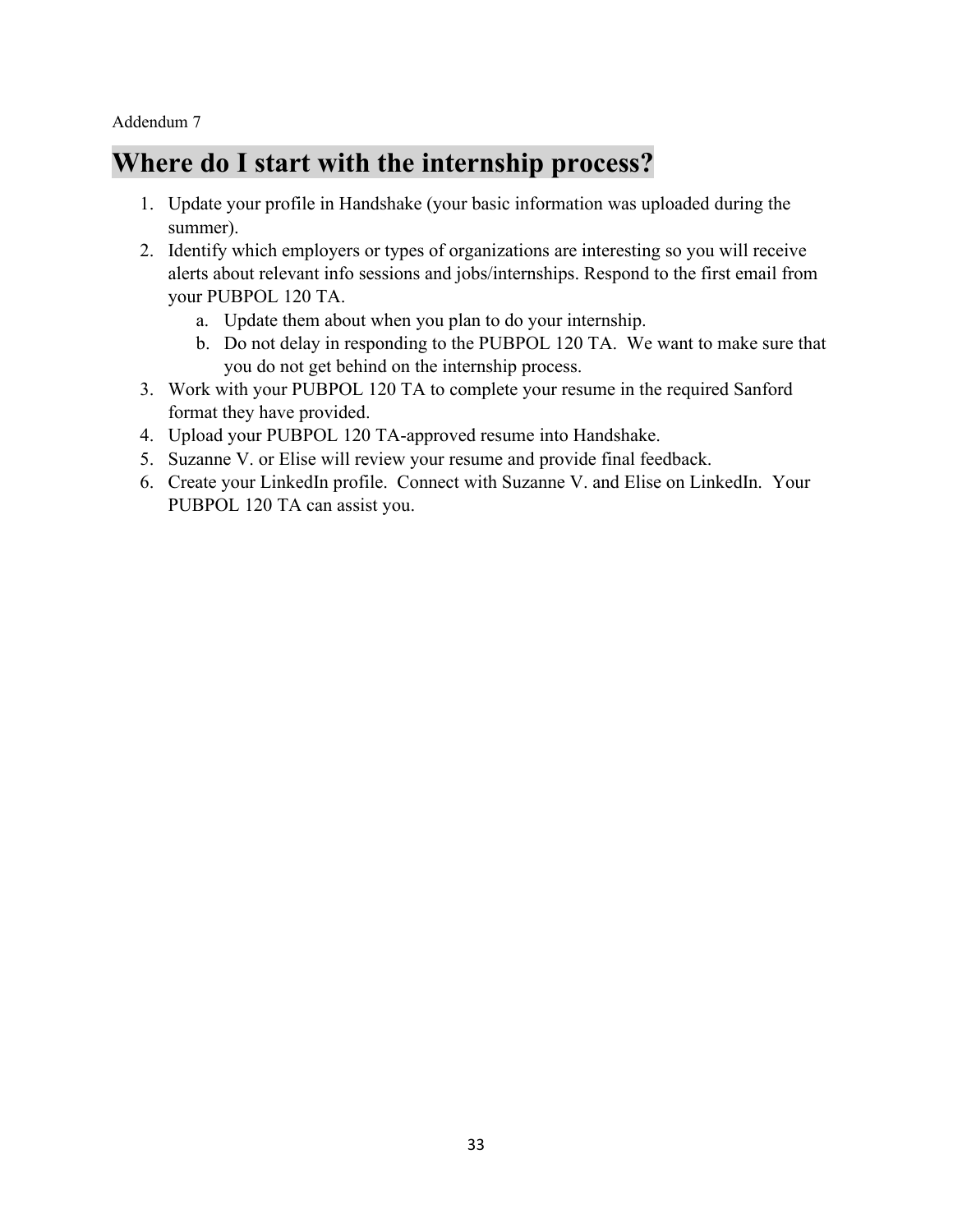Addendum 7

# Where do I start with the internship process?

1. Update your profile in Handshake (your basic information was uploaded during the summer).
2. Identify which employers or types of organizations are interesting so you will receive alerts about relevant info sessions and jobs/internships. Respond to the first email from your PUBPOL 120 TA.
    a. Update them about when you plan to do your internship.
    b. Do not delay in responding to the PUBPOL 120 TA. We want to make sure that you do not get behind on the internship process.
3. Work with your PUBPOL 120 TA to complete your resume in the required Sanford format they have provided.
4. Upload your PUBPOL 120 TA-approved resume into Handshake.
5. Suzanne V. or Elise will review your resume and provide final feedback.
6. Create your LinkedIn profile. Connect with Suzanne V. and Elise on LinkedIn. Your PUBPOL 120 TA can assist you.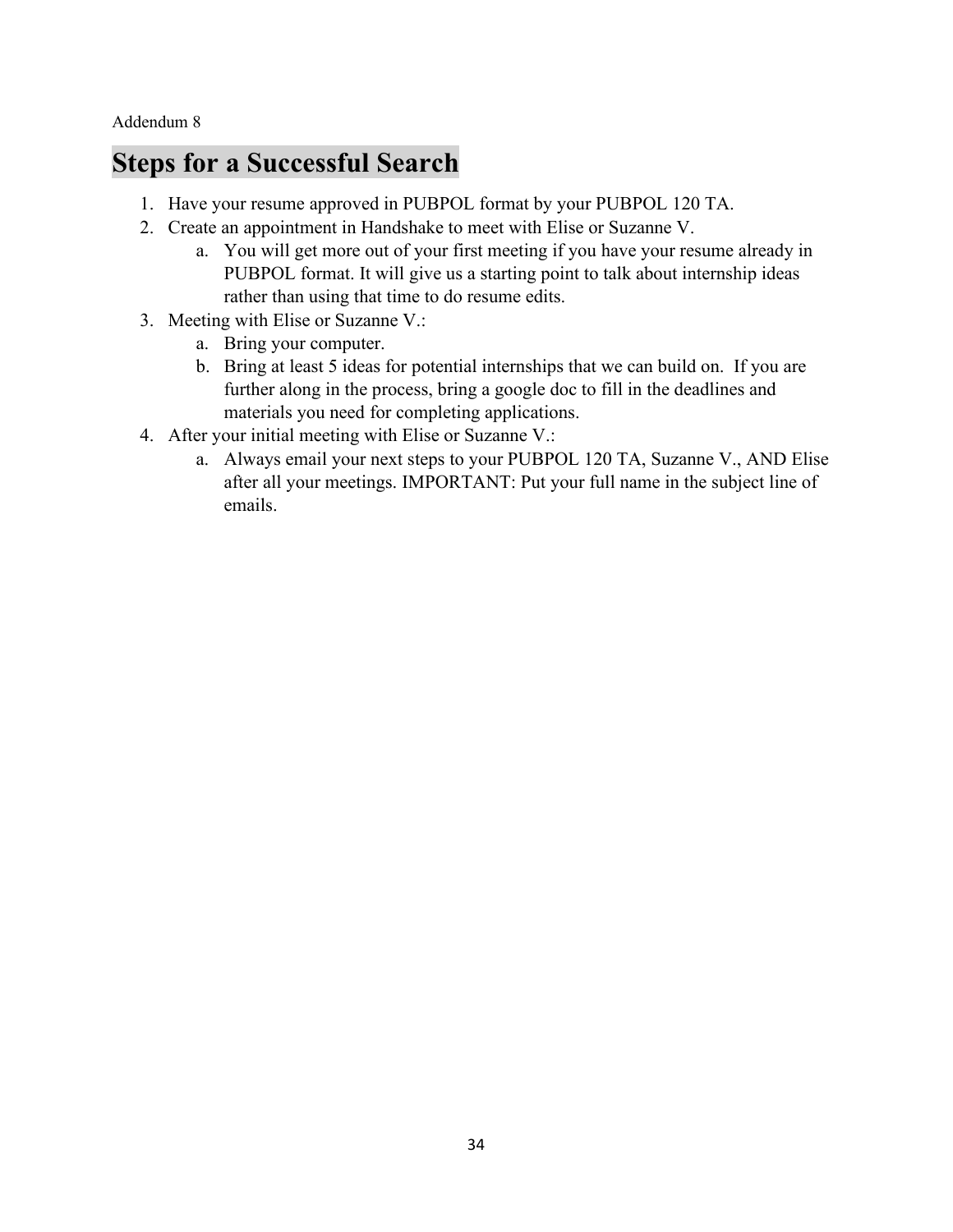Addendum 8

# Steps for a Successful Search

1. Have your resume approved in PUBPOL format by your PUBPOL 120 TA.
2. Create an appointment in Handshake to meet with Elise or Suzanne V.
   a. You will get more out of your first meeting if you have your resume already in PUBPOL format. It will give us a starting point to talk about internship ideas rather than using that time to do resume edits.
3. Meeting with Elise or Suzanne V.:
   a. Bring your computer.
   b. Bring at least 5 ideas for potential internships that we can build on. If you are further along in the process, bring a google doc to fill in the deadlines and materials you need for completing applications.
4. After your initial meeting with Elise or Suzanne V.:
   a. Always email your next steps to your PUBPOL 120 TA, Suzanne V., AND Elise after all your meetings. IMPORTANT: Put your full name in the subject line of emails.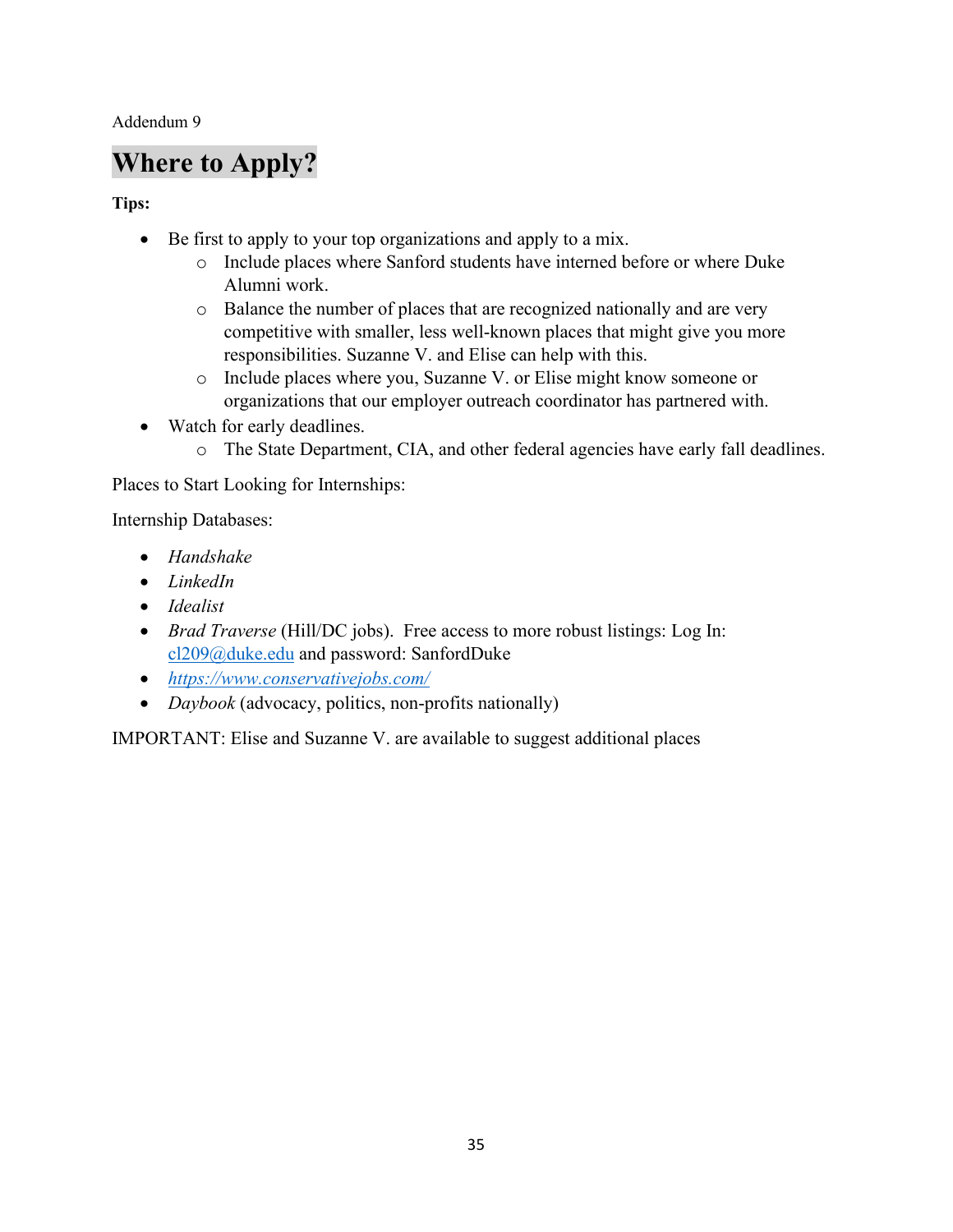Addendum 9

# Where to Apply?

**Tips:**

- Be first to apply to your top organizations and apply to a mix.
  - Include places where Sanford students have interned before or where Duke Alumni work.
  - Balance the number of places that are recognized nationally and are very competitive with smaller, less well-known places that might give you more responsibilities. Suzanne V. and Elise can help with this.
  - Include places where you, Suzanne V. or Elise might know someone or organizations that our employer outreach coordinator has partnered with.
- Watch for early deadlines.
  - The State Department, CIA, and other federal agencies have early fall deadlines.

Places to Start Looking for Internships:

Internship Databases:

- *Handshake*
- *LinkedIn*
- *Idealist*
- *Brad Traverse* (Hill/DC jobs). Free access to more robust listings: Log In: cl209@duke.edu and password: SanfordDuke
- https://www.conservativejobs.com/
- *Daybook* (advocacy, politics, non-profits nationally)

IMPORTANT: Elise and Suzanne V. are available to suggest additional places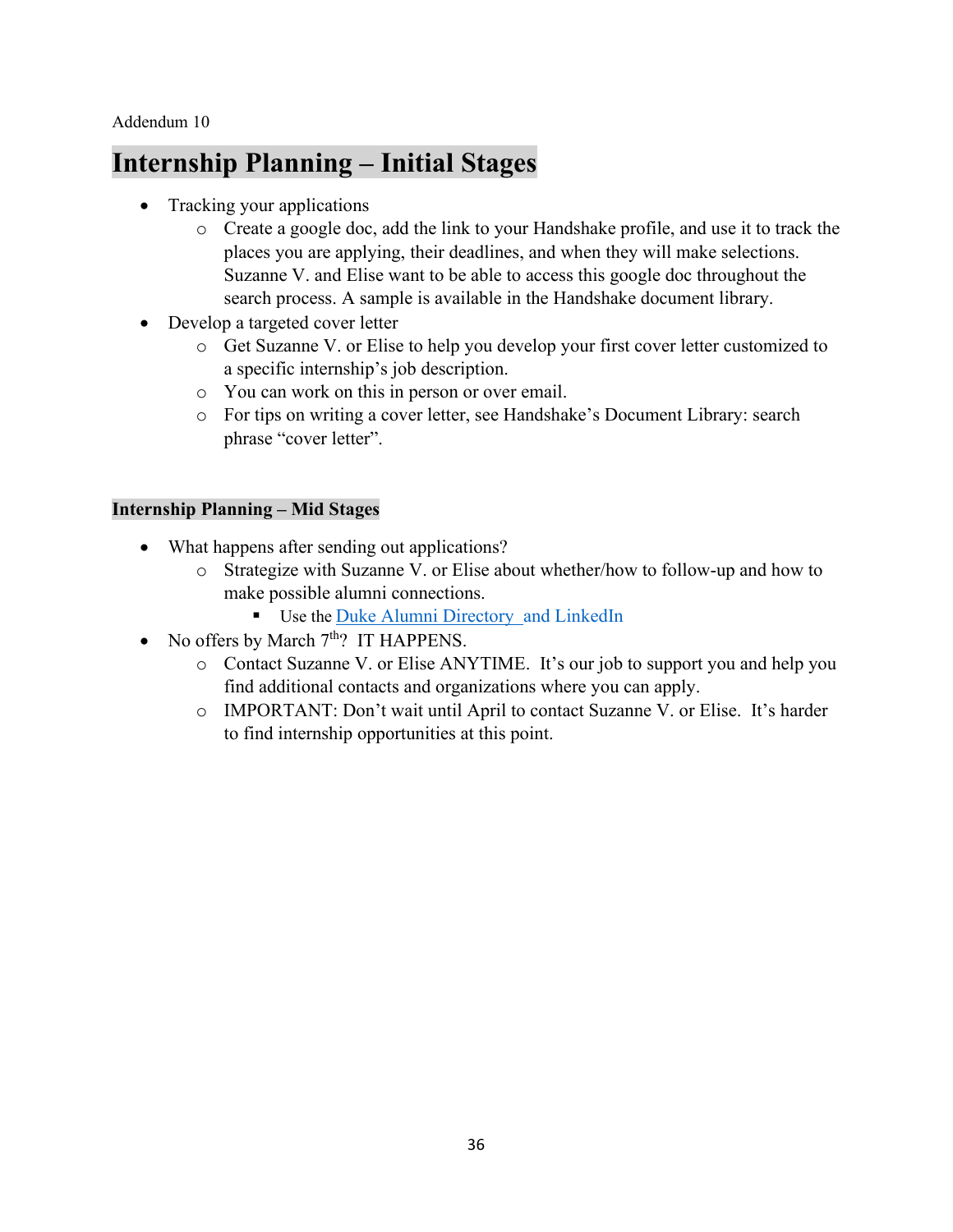Addendum 10

# Internship Planning – Initial Stages

- Tracking your applications
  - Create a google doc, add the link to your Handshake profile, and use it to track the places you are applying, their deadlines, and when they will make selections. Suzanne V. and Elise want to be able to access this google doc throughout the search process. A sample is available in the Handshake document library.
- Develop a targeted cover letter
  - Get Suzanne V. or Elise to help you develop your first cover letter customized to a specific internship's job description.
  - You can work on this in person or over email.
  - For tips on writing a cover letter, see Handshake's Document Library: search phrase "cover letter".

## Internship Planning – Mid Stages

- What happens after sending out applications?
  - Strategize with Suzanne V. or Elise about whether/how to follow-up and how to make possible alumni connections.
    - Use the Duke Alumni Directory and LinkedIn
- No offers by March 7th? IT HAPPENS.
  - Contact Suzanne V. or Elise ANYTIME. It's our job to support you and help you find additional contacts and organizations where you can apply.
  - IMPORTANT: Don't wait until April to contact Suzanne V. or Elise. It's harder to find internship opportunities at this point.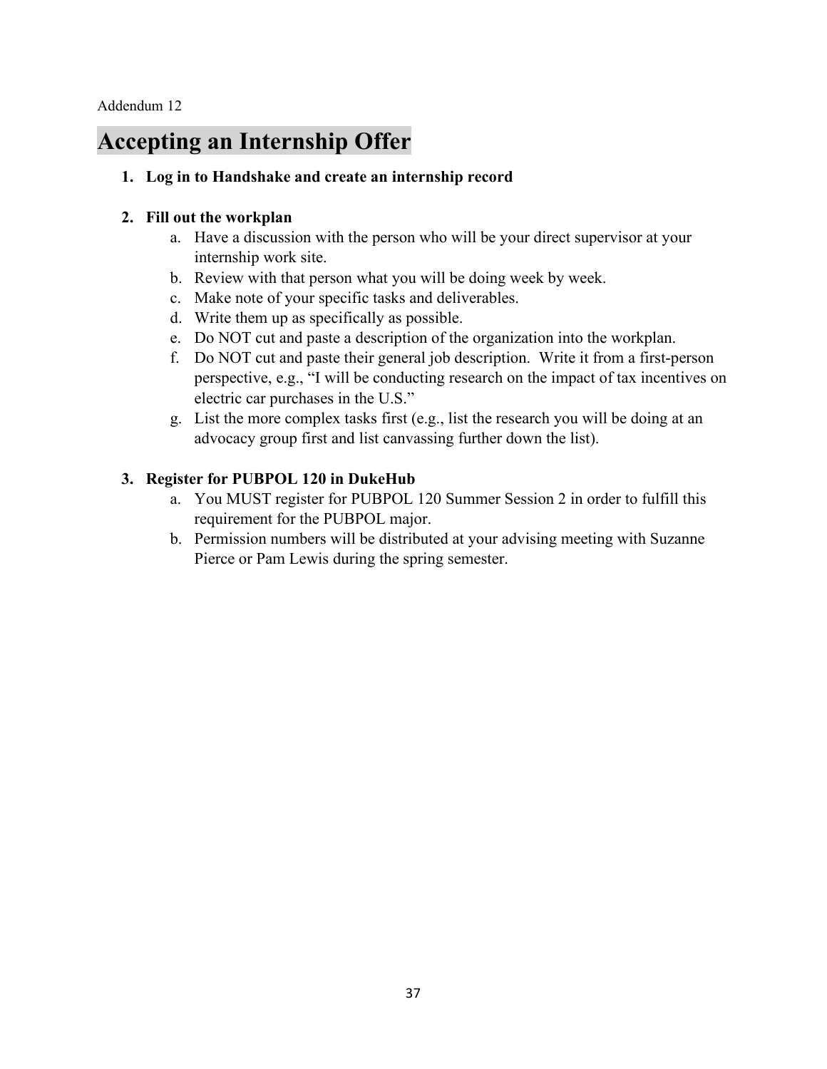Addendum 12

# Accepting an Internship Offer

1. **Log in to Handshake and create an internship record**

2. **Fill out the workplan**
   a. Have a discussion with the person who will be your direct supervisor at your internship work site.
   b. Review with that person what you will be doing week by week.
   c. Make note of your specific tasks and deliverables.
   d. Write them up as specifically as possible.
   e. Do NOT cut and paste a description of the organization into the workplan.
   f. Do NOT cut and paste their general job description. Write it from a first-person perspective, e.g., "I will be conducting research on the impact of tax incentives on electric car purchases in the U.S."
   g. List the more complex tasks first (e.g., list the research you will be doing at an advocacy group first and list canvassing further down the list).

3. **Register for PUBPOL 120 in DukeHub**
   a. You MUST register for PUBPOL 120 Summer Session 2 in order to fulfill this requirement for the PUBPOL major.
   b. Permission numbers will be distributed at your advising meeting with Suzanne Pierce or Pam Lewis during the spring semester.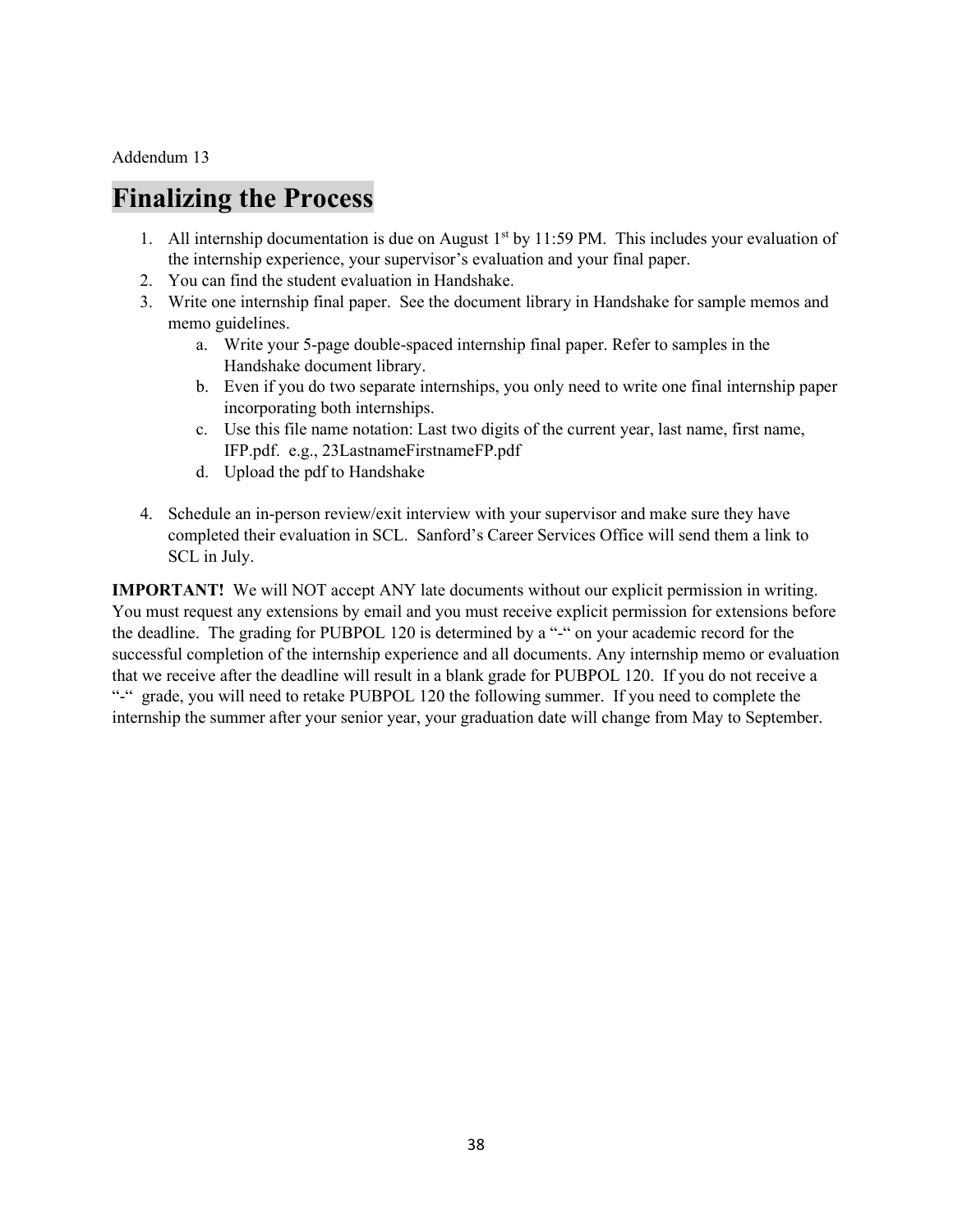Addendum 13

# Finalizing the Process

1. All internship documentation is due on August 1st by 11:59 PM. This includes your evaluation of the internship experience, your supervisor's evaluation and your final paper.
2. You can find the student evaluation in Handshake.
3. Write one internship final paper. See the document library in Handshake for sample memos and memo guidelines.
   a. Write your 5-page double-spaced internship final paper. Refer to samples in the Handshake document library.
   b. Even if you do two separate internships, you only need to write one final internship paper incorporating both internships.
   c. Use this file name notation: Last two digits of the current year, last name, first name, IFP.pdf. e.g., 23LastnameFirstnameFP.pdf
   d. Upload the pdf to Handshake

4. Schedule an in-person review/exit interview with your supervisor and make sure they have completed their evaluation in SCL. Sanford's Career Services Office will send them a link to SCL in July.

**IMPORTANT!** We will NOT accept ANY late documents without our explicit permission in writing. You must request any extensions by email and you must receive explicit permission for extensions before the deadline. The grading for PUBPOL 120 is determined by a "-" on your academic record for the successful completion of the internship experience and all documents. Any internship memo or evaluation that we receive after the deadline will result in a blank grade for PUBPOL 120. If you do not receive a "-" grade, you will need to retake PUBPOL 120 the following summer. If you need to complete the internship the summer after your senior year, your graduation date will change from May to September.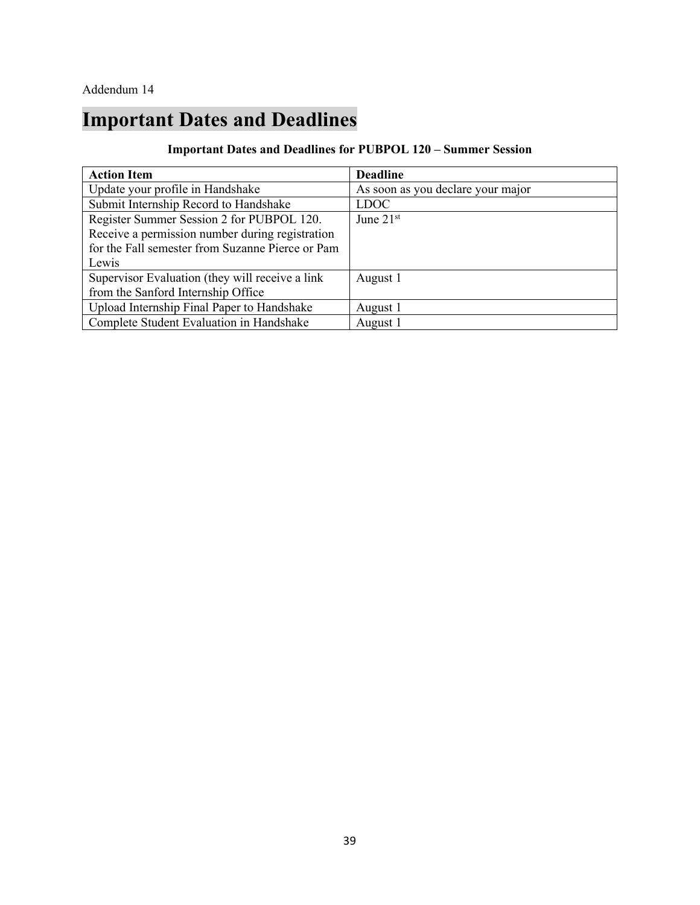Addendum 14

# Important Dates and Deadlines

**Important Dates and Deadlines for PUBPOL 120 – Summer Session**

| Action Item | Deadline |
|---|---|
| Update your profile in Handshake | As soon as you declare your major |
| Submit Internship Record to Handshake | LDOC |
| Register Summer Session 2 for PUBPOL 120. Receive a permission number during registration for the Fall semester from Suzanne Pierce or Pam Lewis | June 21st |
| Supervisor Evaluation (they will receive a link from the Sanford Internship Office | August 1 |
| Upload Internship Final Paper to Handshake | August 1 |
| Complete Student Evaluation in Handshake | August 1 |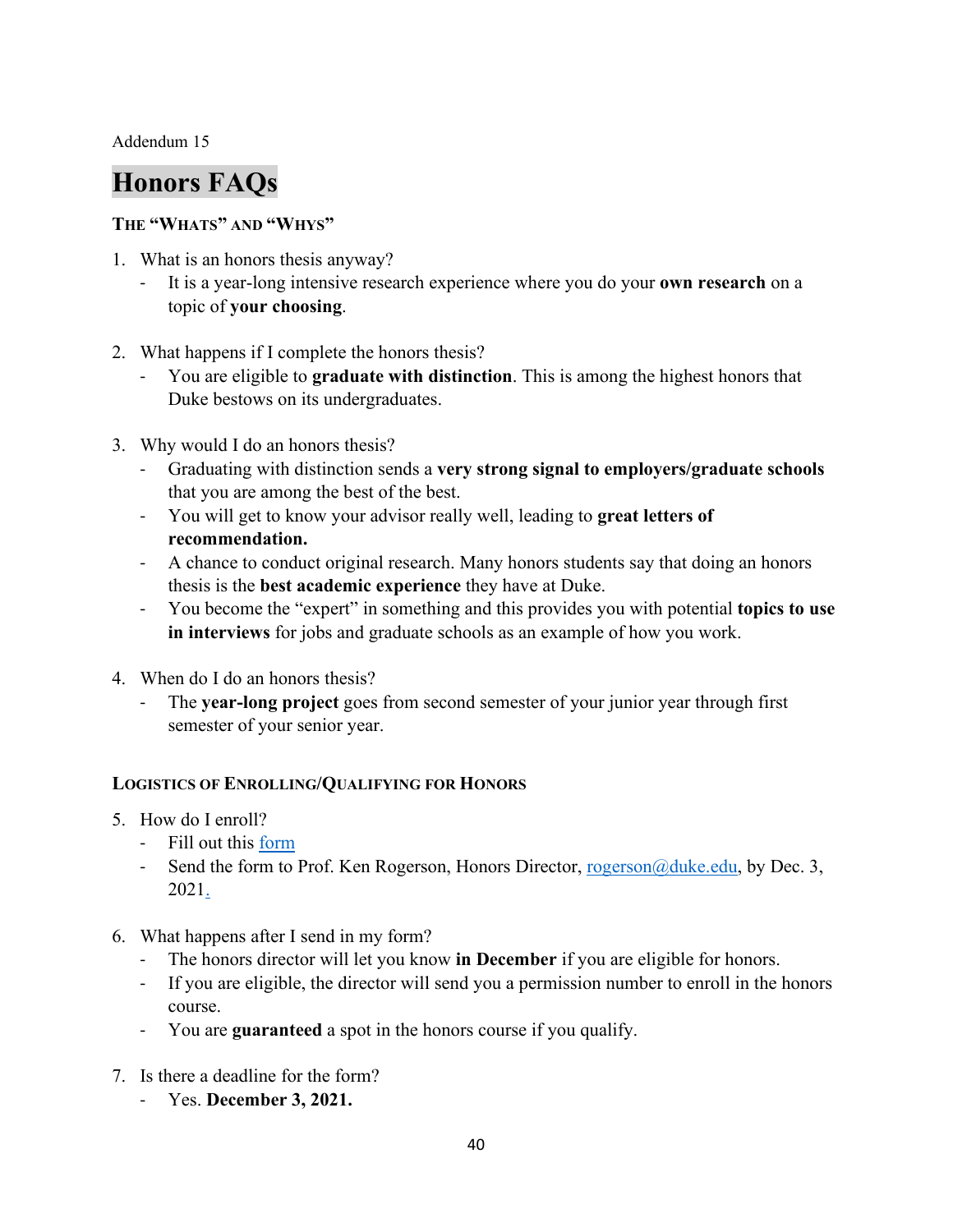Addendum 15

# Honors FAQs

### THE "WHATS" AND "WHYS"

1. What is an honors thesis anyway?
   - It is a year-long intensive research experience where you do your **own research** on a topic of **your choosing**.

2. What happens if I complete the honors thesis?
   - You are eligible to **graduate with distinction**. This is among the highest honors that Duke bestows on its undergraduates.

3. Why would I do an honors thesis?
   - Graduating with distinction sends a **very strong signal to employers/graduate schools** that you are among the best of the best.
   - You will get to know your advisor really well, leading to **great letters of recommendation.**
   - A chance to conduct original research. Many honors students say that doing an honors thesis is the **best academic experience** they have at Duke.
   - You become the "expert" in something and this provides you with potential **topics to use in interviews** for jobs and graduate schools as an example of how you work.

4. When do I do an honors thesis?
   - The **year-long project** goes from second semester of your junior year through first semester of your senior year.

### LOGISTICS OF ENROLLING/QUALIFYING FOR HONORS

5. How do I enroll?
   - Fill out this form
   - Send the form to Prof. Ken Rogerson, Honors Director, rogerson@duke.edu, by Dec. 3, 2021.

6. What happens after I send in my form?
   - The honors director will let you know **in December** if you are eligible for honors.
   - If you are eligible, the director will send you a permission number to enroll in the honors course.
   - You are **guaranteed** a spot in the honors course if you qualify.

7. Is there a deadline for the form?
   - Yes. **December 3, 2021.**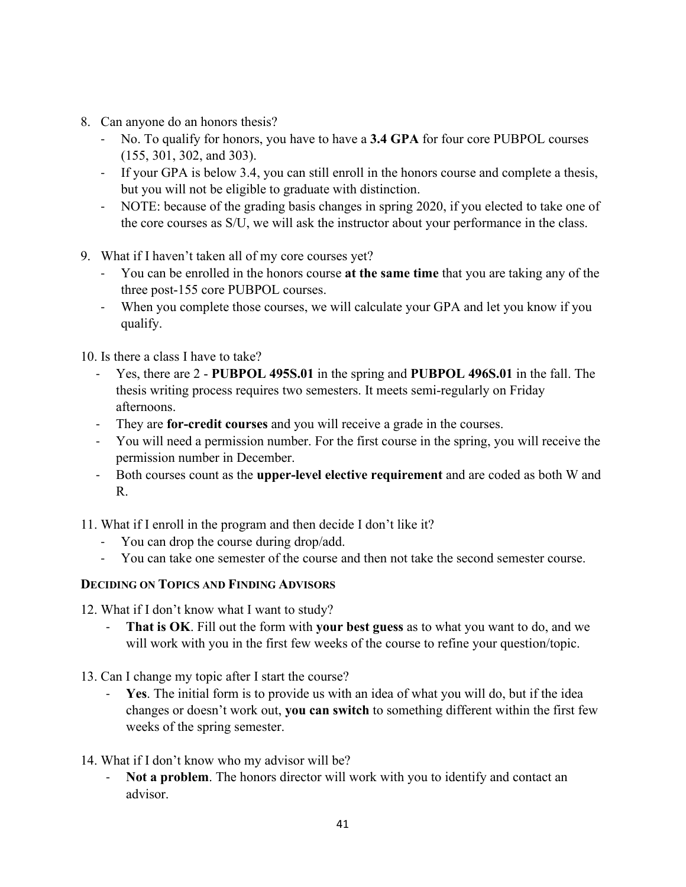8. Can anyone do an honors thesis?
   - No. To qualify for honors, you have to have a **3.4 GPA** for four core PUBPOL courses (155, 301, 302, and 303).
   - If your GPA is below 3.4, you can still enroll in the honors course and complete a thesis, but you will not be eligible to graduate with distinction.
   - NOTE: because of the grading basis changes in spring 2020, if you elected to take one of the core courses as S/U, we will ask the instructor about your performance in the class.

9. What if I haven't taken all of my core courses yet?
   - You can be enrolled in the honors course **at the same time** that you are taking any of the three post-155 core PUBPOL courses.
   - When you complete those courses, we will calculate your GPA and let you know if you qualify.

10. Is there a class I have to take?
    - Yes, there are 2 - **PUBPOL 495S.01** in the spring and **PUBPOL 496S.01** in the fall. The thesis writing process requires two semesters. It meets semi-regularly on Friday afternoons.
    - They are **for-credit courses** and you will receive a grade in the courses.
    - You will need a permission number. For the first course in the spring, you will receive the permission number in December.
    - Both courses count as the **upper-level elective requirement** and are coded as both W and R.

11. What if I enroll in the program and then decide I don't like it?
    - You can drop the course during drop/add.
    - You can take one semester of the course and then not take the second semester course.

**DECIDING ON TOPICS AND FINDING ADVISORS**

12. What if I don't know what I want to study?
    - **That is OK**. Fill out the form with **your best guess** as to what you want to do, and we will work with you in the first few weeks of the course to refine your question/topic.

13. Can I change my topic after I start the course?
    - **Yes**. The initial form is to provide us with an idea of what you will do, but if the idea changes or doesn't work out, **you can switch** to something different within the first few weeks of the spring semester.

14. What if I don't know who my advisor will be?
    - **Not a problem**. The honors director will work with you to identify and contact an advisor.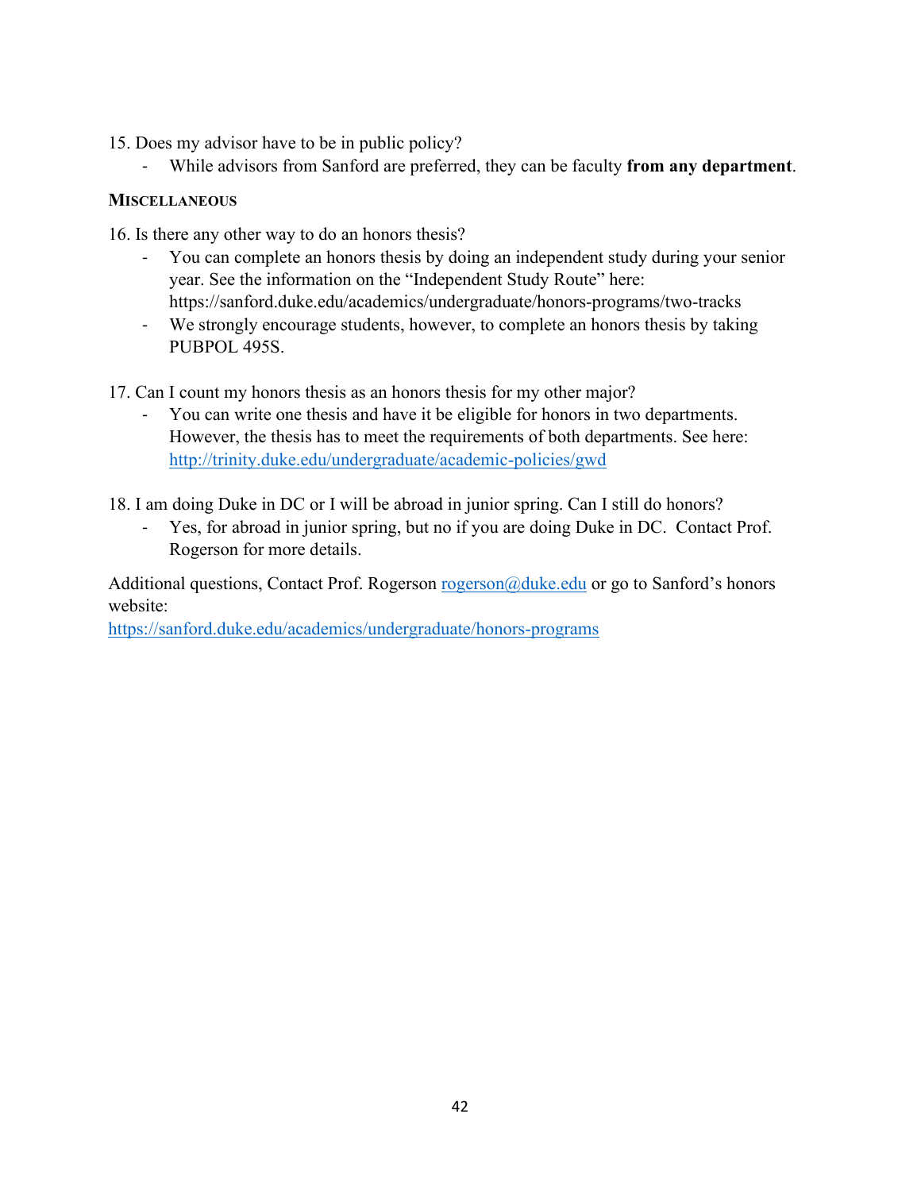15. Does my advisor have to be in public policy?
    - While advisors from Sanford are preferred, they can be faculty **from any department**.

**MISCELLANEOUS**

16. Is there any other way to do an honors thesis?
    - You can complete an honors thesis by doing an independent study during your senior year. See the information on the "Independent Study Route" here: https://sanford.duke.edu/academics/undergraduate/honors-programs/two-tracks
    - We strongly encourage students, however, to complete an honors thesis by taking PUBPOL 495S.

17. Can I count my honors thesis as an honors thesis for my other major?
    - You can write one thesis and have it be eligible for honors in two departments. However, the thesis has to meet the requirements of both departments. See here: [http://trinity.duke.edu/undergraduate/academic-policies/gwd](http://trinity.duke.edu/undergraduate/academic-policies/gwd)

18. I am doing Duke in DC or I will be abroad in junior spring. Can I still do honors?
    - Yes, for abroad in junior spring, but no if you are doing Duke in DC. Contact Prof. Rogerson for more details.

Additional questions, Contact Prof. Rogerson [rogerson@duke.edu](mailto:rogerson@duke.edu) or go to Sanford's honors website:
[https://sanford.duke.edu/academics/undergraduate/honors-programs](https://sanford.duke.edu/academics/undergraduate/honors-programs)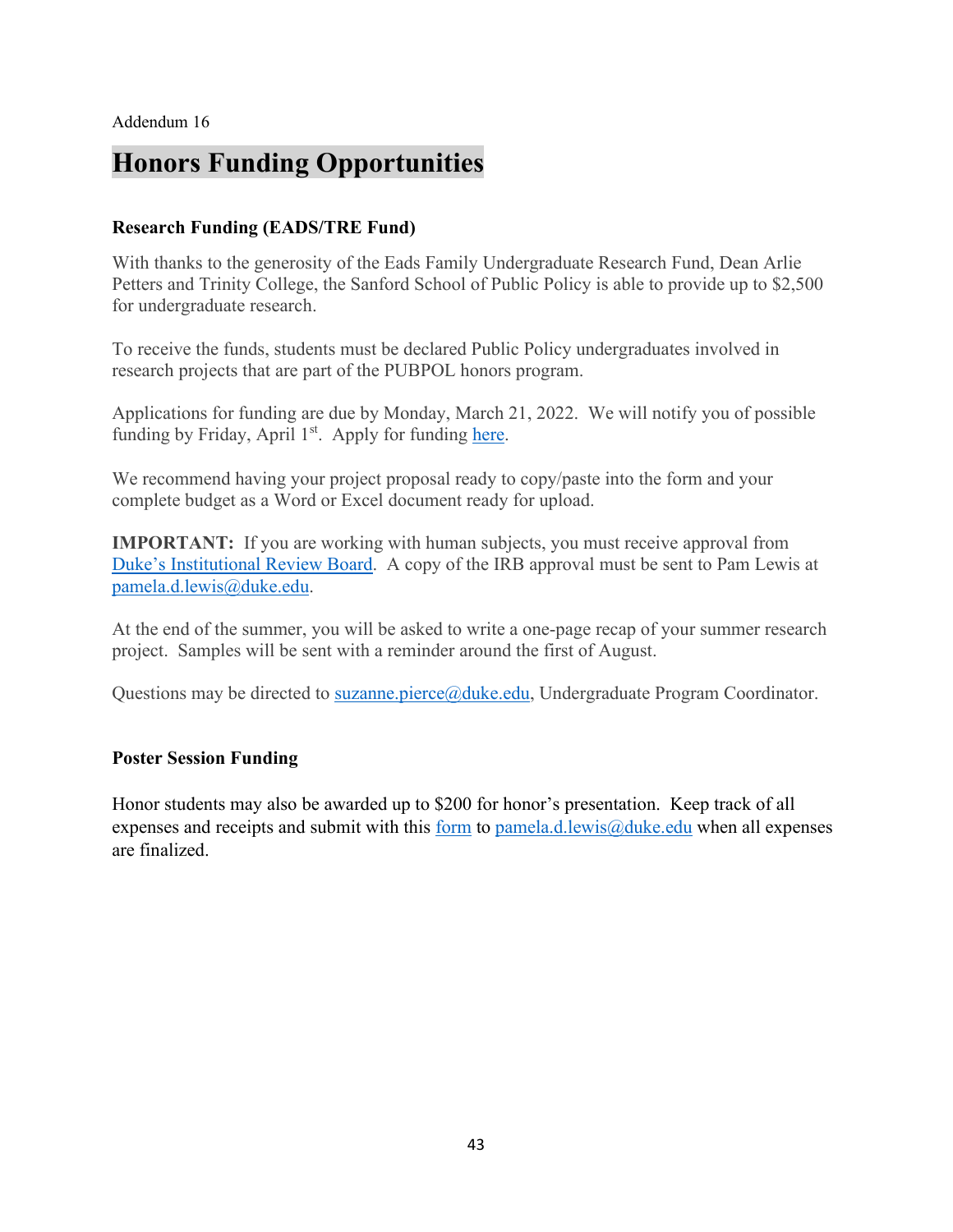Addendum 16

# Honors Funding Opportunities

### Research Funding (EADS/TRE Fund)

With thanks to the generosity of the Eads Family Undergraduate Research Fund, Dean Arlie Petters and Trinity College, the Sanford School of Public Policy is able to provide up to $2,500 for undergraduate research.

To receive the funds, students must be declared Public Policy undergraduates involved in research projects that are part of the PUBPOL honors program.

Applications for funding are due by Monday, March 21, 2022. We will notify you of possible funding by Friday, April 1st. Apply for funding here.

We recommend having your project proposal ready to copy/paste into the form and your complete budget as a Word or Excel document ready for upload.

**IMPORTANT:** If you are working with human subjects, you must receive approval from Duke's Institutional Review Board. A copy of the IRB approval must be sent to Pam Lewis at pamela.d.lewis@duke.edu.

At the end of the summer, you will be asked to write a one-page recap of your summer research project. Samples will be sent with a reminder around the first of August.

Questions may be directed to suzanne.pierce@duke.edu, Undergraduate Program Coordinator.

### Poster Session Funding

Honor students may also be awarded up to $200 for honor's presentation. Keep track of all expenses and receipts and submit with this form to pamela.d.lewis@duke.edu when all expenses are finalized.